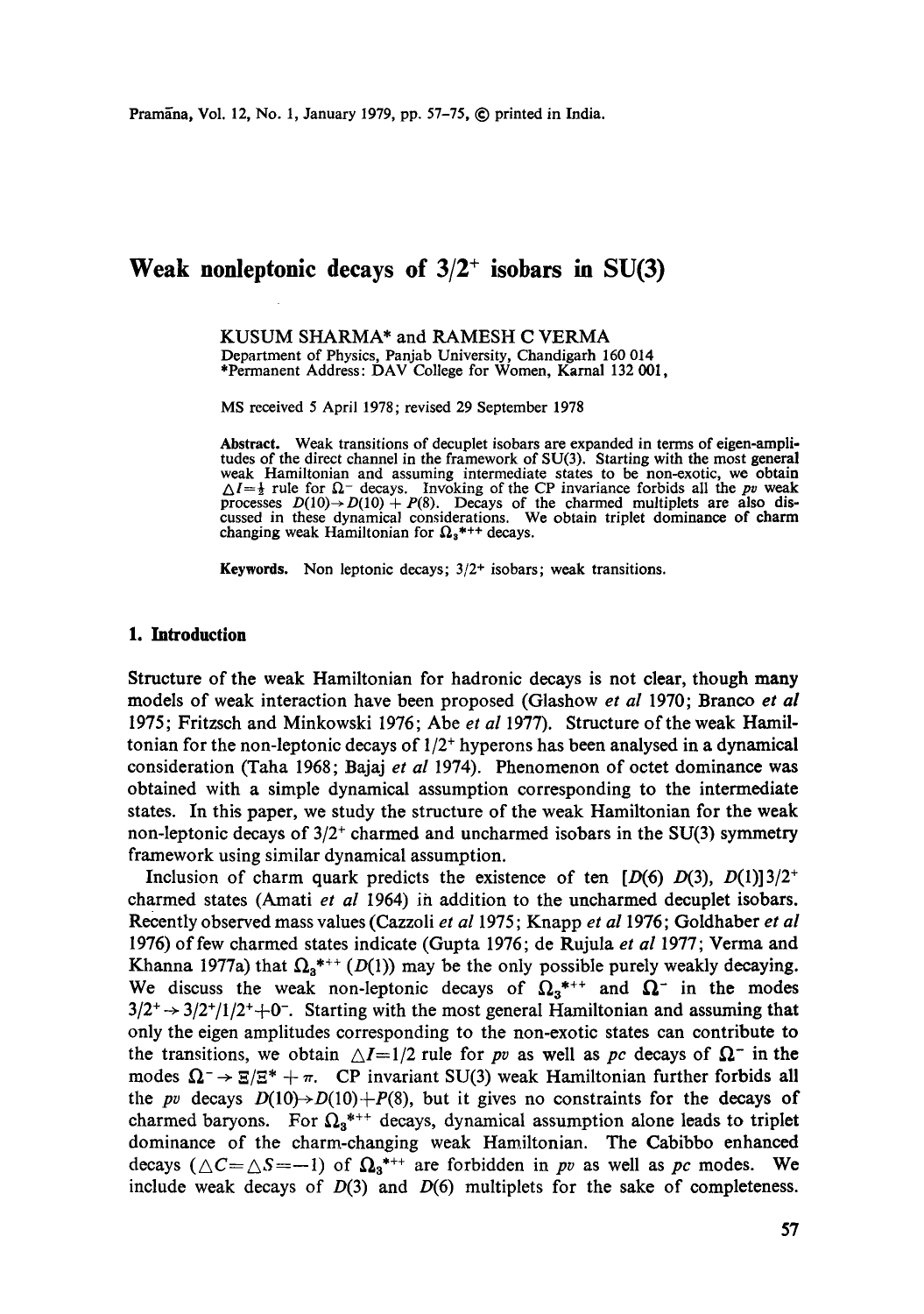# Weak nonleptonic decays of $3/2^+$ isobars in SU(3)

KUSUM SHARMA* and RAMESH C VERMA

Department of Physics, Panjab University, Chandigarh 160 014

*Permanent Address: DAV College for Women, Karnal 132 001,

MS received 5 April 1978; revised 29 September 1978

**Abstract.** Weak transitions of decuplet isobars are expanded in terms of eigen-amplitudes of the direct channel in the framework of SU(3). Starting with the most general weak Hamiltonian and assuming intermediate states to be non-exotic, we obtain $\triangle I=\frac{1}{2}$ rule for $\Omega^-$ decays. Invoking of the CP invariance forbids all the *pv* weak processes $D(10)\rightarrow D(10)+P(8)$. Decays of the charmed multiplets are also discussed in these dynamical considerations. We obtain triplet dominance of charm changing weak Hamiltonian for $\Omega_3^{*++}$ decays.

**Keywords.** Non leptonic decays; $3/2^+$ isobars; weak transitions.

## 1. Introduction

Structure of the weak Hamiltonian for hadronic decays is not clear, though many models of weak interaction have been proposed (Glashow *et al* 1970; Branco *et al* 1975; Fritzsch and Minkowski 1976; Abe *et al* 1977). Structure of the weak Hamiltonian for the non-leptonic decays of $1/2^+$ hyperons has been analysed in a dynamical consideration (Taha 1968; Bajaj *et al* 1974). Phenomenon of octet dominance was obtained with a simple dynamical assumption corresponding to the intermediate states. In this paper, we study the structure of the weak Hamiltonian for the weak non-leptonic decays of $3/2^+$ charmed and uncharmed isobars in the SU(3) symmetry framework using similar dynamical assumption.

Inclusion of charm quark predicts the existence of ten $[D(6)\ D(3),\ D(1)]3/2^+$ charmed states (Amati *et al* 1964) in addition to the uncharmed decuplet isobars. Recently observed mass values (Cazzoli *et al* 1975; Knapp *et al* 1976; Goldhaber *et al* 1976) of few charmed states indicate (Gupta 1976; de Rujula *et al* 1977; Verma and Khanna 1977a) that $\Omega_3^{*++}$ $(D(1))$ may be the only possible purely weakly decaying. We discuss the weak non-leptonic decays of $\Omega_3^{*++}$ and $\Omega^-$ in the modes $3/2^+\rightarrow 3/2^+/1/2^+ + 0^-$. Starting with the most general Hamiltonian and assuming that only the eigen amplitudes corresponding to the non-exotic states can contribute to the transitions, we obtain $\triangle I=1/2$ rule for *pv* as well as *pc* decays of $\Omega^-$ in the modes $\Omega^-\rightarrow \Xi/\Xi^* + \pi$. CP invariant SU(3) weak Hamiltonian further forbids all the *pv* decays $D(10)\rightarrow D(10)+P(8)$, but it gives no constraints for the decays of charmed baryons. For $\Omega_3^{*++}$ decays, dynamical assumption alone leads to triplet dominance of the charm-changing weak Hamiltonian. The Cabibbo enhanced decays $(\triangle C=\triangle S=-1)$ of $\Omega_3^{*++}$ are forbidden in *pv* as well as *pc* modes. We include weak decays of $D(3)$ and $D(6)$ multiplets for the sake of completeness.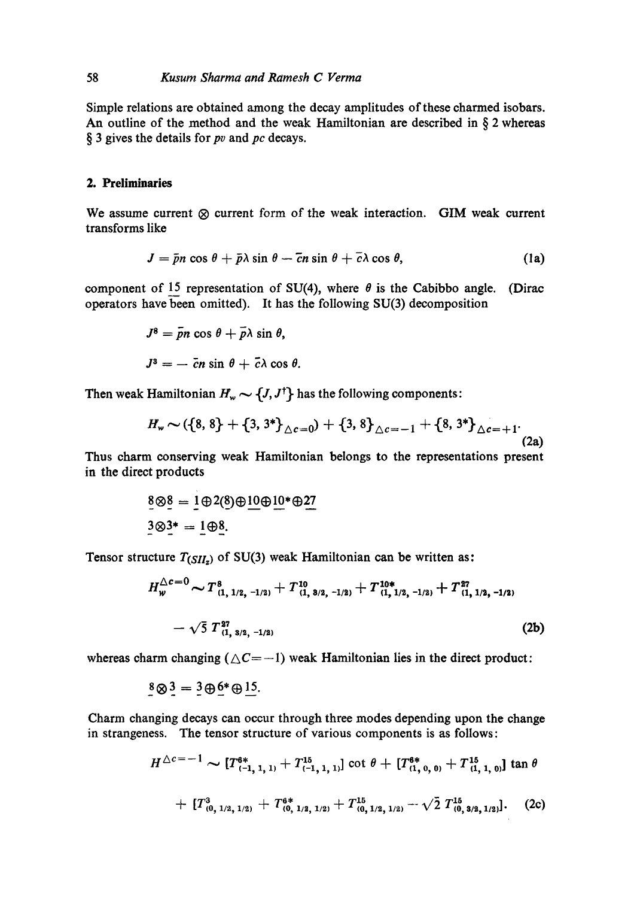Simple relations are obtained among the decay amplitudes of these charmed isobars. An outline of the method and the weak Hamiltonian are described in § 2 whereas § 3 gives the details for *pv* and *pc* decays.

## 2. Preliminaries

We assume current ⊗ current form of the weak interaction. GIM weak current transforms like

$$J = \bar{p}n \cos\theta + \bar{p}\lambda \sin\theta - \bar{c}n \sin\theta + \bar{c}\lambda \cos\theta, \tag{1a}$$

component of $\underline{15}$ representation of SU(4), where $\theta$ is the Cabibbo angle. (Dirac operators have been omitted). It has the following SU(3) decomposition

$$J^8 = \bar{p}n \cos\theta + \bar{p}\lambda \sin\theta,$$

$$J^3 = -\bar{c}n \sin\theta + \bar{c}\lambda \cos\theta.$$

Then weak Hamiltonian $H_w \sim \{J, J^\dagger\}$ has the following components:

$$H_w \sim (\{8, 8\} + \{3, 3^*\}_{\triangle c=0}) + \{3, 8\}_{\triangle c=-1} + \{8, 3^*\}_{\triangle c=+1}. \tag{2a}$$

Thus charm conserving weak Hamiltonian belongs to the representations present in the direct products

$$\underline{8} \otimes \underline{8} = \underline{1} \oplus 2(\underline{8}) \oplus \underline{10} \oplus \underline{10}^* \oplus \underline{27}$$

$$\underline{3} \otimes \underline{3}^* = \underline{1} \oplus \underline{8}.$$

Tensor structure $T_{(SII_z)}$ of SU(3) weak Hamiltonian can be written as:

$$H_w^{\triangle c=0} \sim T^8_{(1,\,1/2,\,-1/2)} + T^{10}_{(1,\,3/2,\,-1/2)} + T^{10*}_{(1,\,1/2,\,-1/2)} + T^{27}_{(1,\,1/2,\,-1/2)}$$

$$- \sqrt{5}\, T^{27}_{(1,\,3/2,\,-1/2)} \tag{2b}$$

whereas charm changing ($\triangle C = -1$) weak Hamiltonian lies in the direct product:

$$\underline{8} \otimes \underline{3} = \underline{3} \oplus \underline{6}^* \oplus \underline{15}.$$

Charm changing decays can occur through three modes depending upon the change in strangeness. The tensor structure of various components is as follows:

$$H^{\triangle c=-1} \sim [T^{6*}_{(-1,\,1,\,1)} + T^{15}_{(-1,\,1,\,1)}] \cot\theta + [T^{6*}_{(1,\,0,\,0)} + T^{15}_{(1,\,1,\,0)}] \tan\theta$$

$$+ [T^{3}_{(0,\,1/2,\,1/2)} + T^{6*}_{(0,\,1/2,\,1/2)} + T^{15}_{(0,\,1/2,\,1/2)} - \sqrt{2}\, T^{15}_{(0,\,3/2,\,1/2)}]. \tag{2c}$$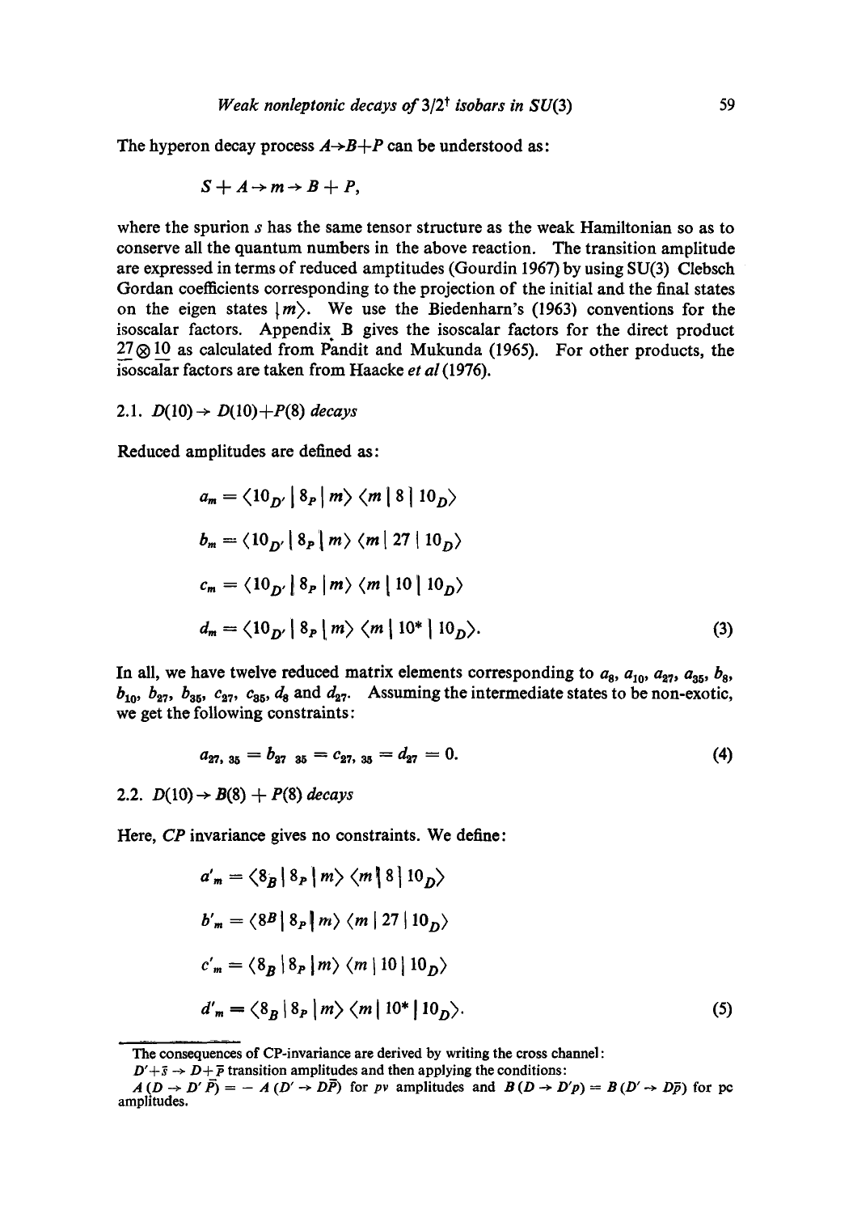The hyperon decay process $A \to B + P$ can be understood as:

$$S + A \to m \to B + P,$$

where the spurion $s$ has the same tensor structure as the weak Hamiltonian so as to conserve all the quantum numbers in the above reaction. The transition amplitude are expressed in terms of reduced amptitudes (Gourdin 1967) by using SU(3) Clebsch Gordan coefficients corresponding to the projection of the initial and the final states on the eigen states $|m\rangle$. We use the Biedenharn's (1963) conventions for the isoscalar factors. Appendix B gives the isoscalar factors for the direct product $\underline{27} \otimes \underline{10}$ as calculated from Pandit and Mukunda (1965). For other products, the isoscalar factors are taken from Haacke *et al* (1976).

### 2.1. $D(10) \to D(10) + P(8)$ *decays*

Reduced amplitudes are defined as:

$$
\begin{aligned}
a_m &= \langle 10_{D'} \,|\, 8_P \,|\, m \rangle \langle m \,|\, 8 \,|\, 10_D \rangle \\
b_m &= \langle 10_{D'} \,|\, 8_P \,|\, m \rangle \langle m \,|\, 27 \,|\, 10_D \rangle \\
c_m &= \langle 10_{D'} \,|\, 8_P \,|\, m \rangle \langle m \,|\, 10 \,|\, 10_D \rangle \\
d_m &= \langle 10_{D'} \,|\, 8_P \,|\, m \rangle \langle m \,|\, 10^* \,|\, 10_D \rangle.
\end{aligned}
\tag{3}
$$

In all, we have twelve reduced matrix elements corresponding to $a_8$, $a_{10}$, $a_{27}$, $a_{35}$, $b_8$, $b_{10}$, $b_{27}$, $b_{35}$, $c_{27}$, $c_{35}$, $d_8$ and $d_{27}$. Assuming the intermediate states to be non-exotic, we get the following constraints:

$$a_{27,\,35} = b_{27\,\,35} = c_{27,\,35} = d_{27} = 0. \tag{4}$$

### 2.2. $D(10) \to B(8) + P(8)$ *decays*

Here, *CP* invariance gives no constraints. We define:

$$
\begin{aligned}
a'_m &= \langle 8_B \,|\, 8_P \,|\, m \rangle \langle m \,|\, 8 \,|\, 10_D \rangle \\
b'_m &= \langle 8^B \,|\, 8_P \,|\, m \rangle \langle m \,|\, 27 \,|\, 10_D \rangle \\
c'_m &= \langle 8_B \,|\, 8_P \,|\, m \rangle \langle m \,|\, 10 \,|\, 10_D \rangle \\
d'_m &= \langle 8_B \,|\, 8_P \,|\, m \rangle \langle m \,|\, 10^* \,|\, 10_D \rangle.
\end{aligned}
\tag{5}
$$

---

The consequences of CP-invariance are derived by writing the cross channel:

$D' + \bar{s} \to D + \bar{p}$ transition amplitudes and then applying the conditions:

$A\,(D \to D'\,\bar{P}) = -\,A\,(D' \to D\bar{P})$ for *pv* amplitudes and $B\,(D \to D'p) = B\,(D' \to D\bar{p})$ for pc amplitudes.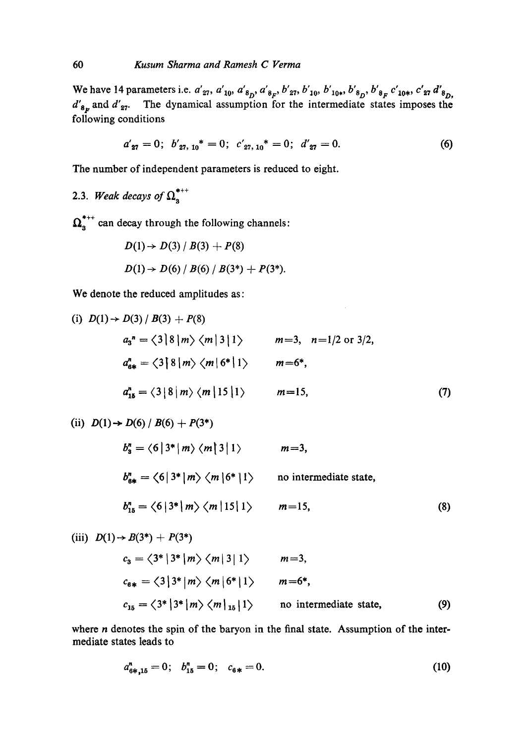We have 14 parameters i.e. $a'_{27}$, $a'_{10}$, $a'_{8_D}$, $a'_{8_F}$, $b'_{27}$, $b'_{10}$, $b'_{10*}$, $b'_{8_D}$, $b'_{8_F}$ $c'_{10*}$, $c'_{27}$ $d'_{8_D}$, $d'_{8_F}$ and $d'_{27}$. The dynamical assumption for the intermediate states imposes the following conditions

$$a'_{27} = 0; \;\; b'_{27,\,10^*} = 0; \;\; c'_{27,\,10^*} = 0; \;\; d'_{27} = 0. \tag{6}$$

The number of independent parameters is reduced to eight.

### 2.3. *Weak decays of* $\Omega_3^{*++}$

$\Omega_3^{*++}$ can decay through the following channels:

$$D(1) \rightarrow D(3)\,/\,B(3) + P(8)$$

$$D(1) \rightarrow D(6)\,/\,B(6)\,/\,B(3^*) + P(3^*).$$

We denote the reduced amplitudes as:

(i) $D(1) \rightarrow D(3)\,/\,B(3) + P(8)$

$$a_3^n = \langle 3 \,|\, 8 \,|\, m \rangle \langle m \,|\, 3 \,|\, 1 \rangle \qquad m=3, \quad n=1/2 \text{ or } 3/2,$$

$$a_{6*}^n = \langle 3 \,|\, 8 \,|\, m \rangle \langle m \,|\, 6^* \,|\, 1 \rangle \qquad m=6^*,$$

$$a_{15}^n = \langle 3 \,|\, 8 \,|\, m \rangle \langle m \,|\, 15 \,|\, 1 \rangle \qquad m=15, \tag{7}$$

(ii) $D(1) \rightarrow D(6)\,/\,B(6) + P(3^*)$

$$b_3^n = \langle 6 \,|\, 3^* \,|\, m \rangle \langle m \,|\, 3 \,|\, 1 \rangle \qquad m=3,$$

$$b_{6*}^n = \langle 6 \,|\, 3^* \,|\, m \rangle \langle m \,|\, 6^* \,|\, 1 \rangle \qquad \text{no intermediate state,}$$

$$b_{15}^n = \langle 6 \,|\, 3^* \,|\, m \rangle \langle m \,|\, 15 \,|\, 1 \rangle \qquad m=15, \tag{8}$$

(iii) $D(1) \rightarrow B(3^*) + P(3^*)$

$$c_3 = \langle 3^* \,|\, 3^* \,|\, m \rangle \langle m \,|\, 3 \,|\, 1 \rangle \qquad m=3,$$

$$c_{6*} = \langle 3 \,|\, 3^* \,|\, m \rangle \langle m \,|\, 6^* \,|\, 1 \rangle \qquad m=6^*,$$

$$c_{15} = \langle 3^* \,|\, 3^* \,|\, m \rangle \langle m \,|_{15} \,|\, 1 \rangle \qquad \text{no intermediate state,} \tag{9}$$

where $n$ denotes the spin of the baryon in the final state. Assumption of the intermediate states leads to

$$a_{6*,15}^n = 0; \;\; b_{15}^n = 0; \;\; c_{6*} = 0. \tag{10}$$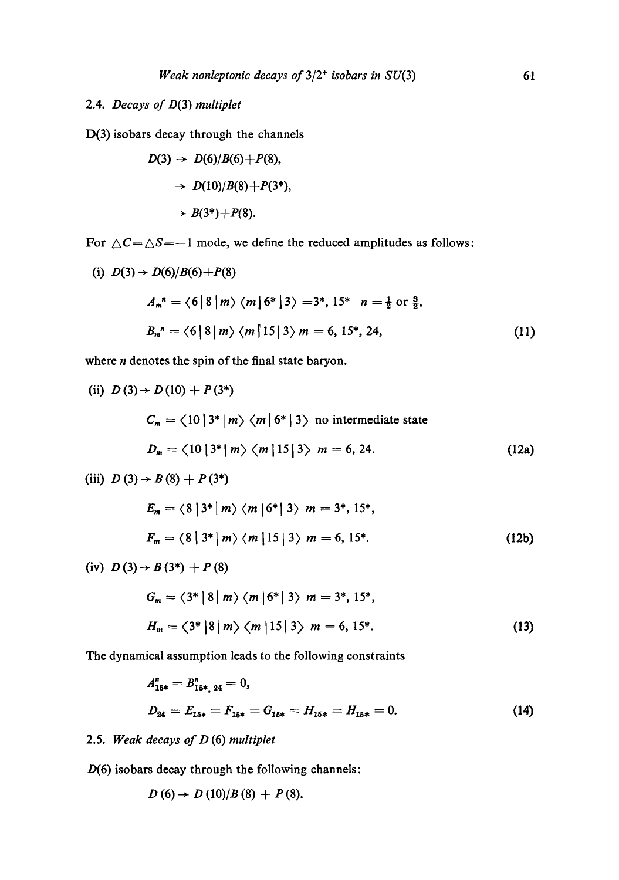### 2.4. *Decays of D*(3) *multiplet*

D(3) isobars decay through the channels

$$D(3) \to D(6)/B(6)+P(8),$$

$$\to D(10)/B(8)+P(3^*),$$

$$\to B(3^*)+P(8).$$

For $\triangle C = \triangle S = -1$ mode, we define the reduced amplitudes as follows:

(i) $D(3) \to D(6)/B(6)+P(8)$

$$A_m{}^n = \langle 6|8|m\rangle \langle m|6^*|3\rangle = 3^*, 15^* \quad n = \tfrac{1}{2} \text{ or } \tfrac{3}{2},$$

$$B_m{}^n = \langle 6|8|m\rangle \langle m|15|3\rangle \; m = 6, 15^*, 24, \tag{11}$$

where $n$ denotes the spin of the final state baryon.

(ii) $D(3) \to D(10) + P(3^*)$

$$C_m = \langle 10|3^*|m\rangle \langle m|6^*|3\rangle \text{ no intermediate state}$$

$$D_m = \langle 10|3^*|m\rangle \langle m|15|3\rangle \; m = 6, 24. \tag{12a}$$

(iii) $D(3) \to B(8) + P(3^*)$

$$E_m = \langle 8|3^*|m\rangle \langle m|6^*|3\rangle \; m = 3^*, 15^*,$$

$$F_m = \langle 8|3^*|m\rangle \langle m|15|3\rangle \; m = 6, 15^*. \tag{12b}$$

(iv) $D(3) \to B(3^*) + P(8)$

$$G_m = \langle 3^*|8|m\rangle \langle m|6^*|3\rangle \; m = 3^*, 15^*,$$

$$H_m = \langle 3^*|8|m\rangle \langle m|15|3\rangle \; m = 6, 15^*. \tag{13}$$

The dynamical assumption leads to the following constraints

$$A^n_{15^*} = B^n_{15^*, 24} = 0,$$

$$D_{24} = E_{15^*} = F_{15^*} = G_{15^*} = H_{15^*} = H_{15^*} = 0. \tag{14}$$

### 2.5. *Weak decays of D* (6) *multiplet*

$D(6)$ isobars decay through the following channels:

$$D(6) \to D(10)/B(8) + P(8).$$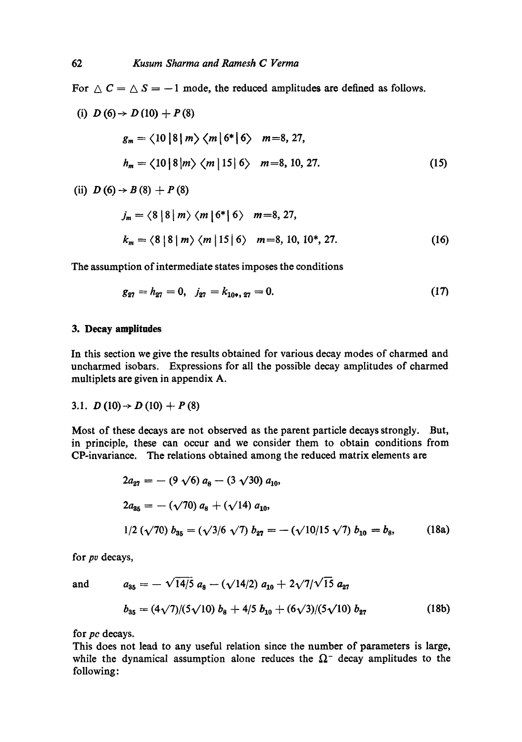For $\triangle C = \triangle S = -1$ mode, the reduced amplitudes are defined as follows.

(i) $D(6) \rightarrow D(10) + P(8)$

$$g_m = \langle 10 | 8 | m \rangle \langle m | 6^* | 6 \rangle \quad m = 8, 27,$$

$$h_m = \langle 10 | 8 | m \rangle \langle m | 15 | 6 \rangle \quad m = 8, 10, 27. \tag{15}$$

(ii) $D(6) \rightarrow B(8) + P(8)$

$$j_m = \langle 8 | 8 | m \rangle \langle m | 6^* | 6 \rangle \quad m = 8, 27,$$

$$k_m = \langle 8 | 8 | m \rangle \langle m | 15 | 6 \rangle \quad m = 8, 10, 10^*, 27. \tag{16}$$

The assumption of intermediate states imposes the conditions

$$g_{27} = h_{27} = 0, \quad j_{27} = k_{10^*, 27} = 0. \tag{17}$$

## 3. Decay amplitudes

In this section we give the results obtained for various decay modes of charmed and uncharmed isobars. Expressions for all the possible decay amplitudes of charmed multiplets are given in appendix A.

### 3.1. $D(10) \rightarrow D(10) + P(8)$

Most of these decays are not observed as the parent particle decays strongly. But, in principle, these can occur and we consider them to obtain conditions from CP-invariance. The relations obtained among the reduced matrix elements are

$$2a_{27} = -(9\sqrt{6})\, a_8 - (3\sqrt{30})\, a_{10},$$

$$2a_{35} = -(\sqrt{70})\, a_8 + (\sqrt{14})\, a_{10},$$

$$1/2\,(\sqrt{70})\, b_{35} = (\sqrt{3}/6\sqrt{7})\, b_{27} = -(\sqrt{10}/15\sqrt{7})\, b_{10} = b_8, \tag{18a}$$

for *pv* decays,

and

$$a_{35} = -\sqrt{14/5}\, a_8 - (\sqrt{14}/2)\, a_{10} + 2\sqrt{7}/\sqrt{15}\, a_{27}$$

$$b_{35} = (4\sqrt{7})/(5\sqrt{10})\, b_8 + 4/5\, b_{10} + (6\sqrt{3})/(5\sqrt{10})\, b_{27} \tag{18b}$$

for *pc* decays.

This does not lead to any useful relation since the number of parameters is large, while the dynamical assumption alone reduces the $\Omega^-$ decay amplitudes to the following: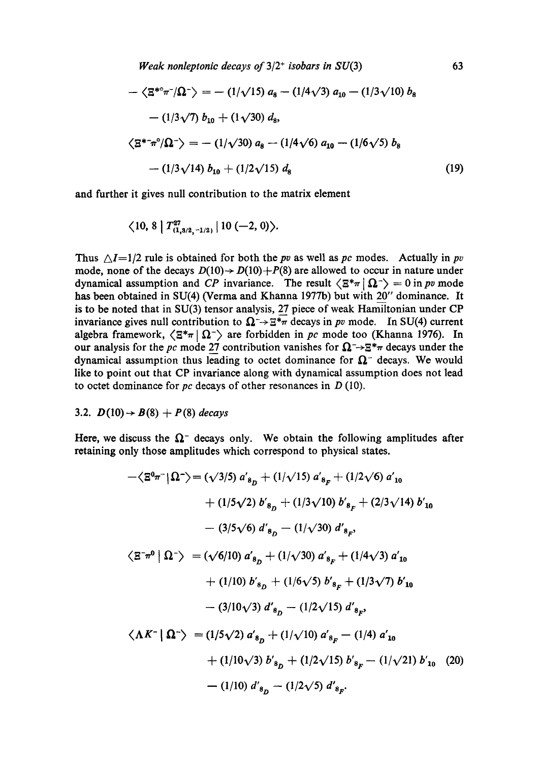$$-\langle \Xi^{*0}\pi^-/\Omega^-\rangle = -(1/\sqrt{15})\,a_8 - (1/4\sqrt{3})\,a_{10} - (1/3\sqrt{10})\,b_8$$

$$-(1/3\sqrt{7})\,b_{10} + (1\sqrt{30})\,d_8,$$

$$\langle \Xi^{*-}\pi^0/\Omega^-\rangle = -(1/\sqrt{30})\,a_8 - (1/4\sqrt{6})\,a_{10} - (1/6\sqrt{5})\,b_8$$

$$-(1/3\sqrt{14})\,b_{10} + (1/2\sqrt{15})\,d_8 \tag{19}$$

and further it gives null contribution to the matrix element

$$\langle 10, 8 \mid T^{27}_{(1,3/2,-1/2)} \mid 10\,(-2, 0)\rangle.$$

Thus $\triangle I = 1/2$ rule is obtained for both the *pv* as well as *pc* modes. Actually in *pv* mode, none of the decays $D(10) \to D(10) + P(8)$ are allowed to occur in nature under dynamical assumption and *CP* invariance. The result $\langle \Xi^*\pi \mid \Omega^-\rangle = 0$ in *pv* mode has been obtained in SU(4) (Verma and Khanna 1977b) but with $\underline{20}''$ dominance. It is to be noted that in SU(3) tensor analysis, $\underline{27}$ piece of weak Hamiltonian under CP invariance gives null contribution to $\Omega^- \to \Xi^*\pi$ decays in *pv* mode. In SU(4) current algebra framework, $\langle \Xi^*\pi \mid \Omega^-\rangle$ are forbidden in *pc* mode too (Khanna 1976). In our analysis for the *pc* mode $\underline{27}$ contribution vanishes for $\Omega^- \to \Xi^*\pi$ decays under the dynamical assumption thus leading to octet dominance for $\Omega^-$ decays. We would like to point out that CP invariance along with dynamical assumption does not lead to octet dominance for *pc* decays of other resonances in $D\,(10)$.

### 3.2. $D(10) \to B(8) + P(8)$ decays

Here, we discuss the $\Omega^-$ decays only. We obtain the following amplitudes after retaining only those amplitudes which correspond to physical states.

$$-\langle \Xi^0\pi^- \mid \Omega^-\rangle = (\sqrt{3/5})\,a'_{8_D} + (1/\sqrt{15})\,a'_{8_F} + (1/2\sqrt{6})\,a'_{10}$$

$$+ (1/5\sqrt{2})\,b'_{8_D} + (1/3\sqrt{10})\,b'_{8_F} + (2/3\sqrt{14})\,b'_{10}$$

$$- (3/5\sqrt{6})\,d'_{8_D} - (1/\sqrt{30})\,d'_{8_F},$$

$$\langle \Xi^-\pi^0 \mid \Omega^-\rangle = (\sqrt{6}/10)\,a'_{8_D} + (1/\sqrt{30})\,a'_{8_F} + (1/4\sqrt{3})\,a'_{10}$$

$$+ (1/10)\,b'_{8_D} + (1/6\sqrt{5})\,b'_{8_F} + (1/3\sqrt{7})\,b'_{10}$$

$$- (3/10\sqrt{3})\,d'_{8_D} - (1/2\sqrt{15})\,d'_{8_F},$$

$$\langle \Lambda K^- \mid \Omega^-\rangle = (1/5\sqrt{2})\,a'_{8_D} + (1/\sqrt{10})\,a'_{8_F} - (1/4)\,a'_{10}$$

$$+ (1/10\sqrt{3})\,b'_{8_D} + (1/2\sqrt{15})\,b'_{8_F} - (1/\sqrt{21})\,b'_{10} \tag{20}$$

$$- (1/10)\,d'_{8_D} - (1/2\sqrt{5})\,d'_{8_F}.$$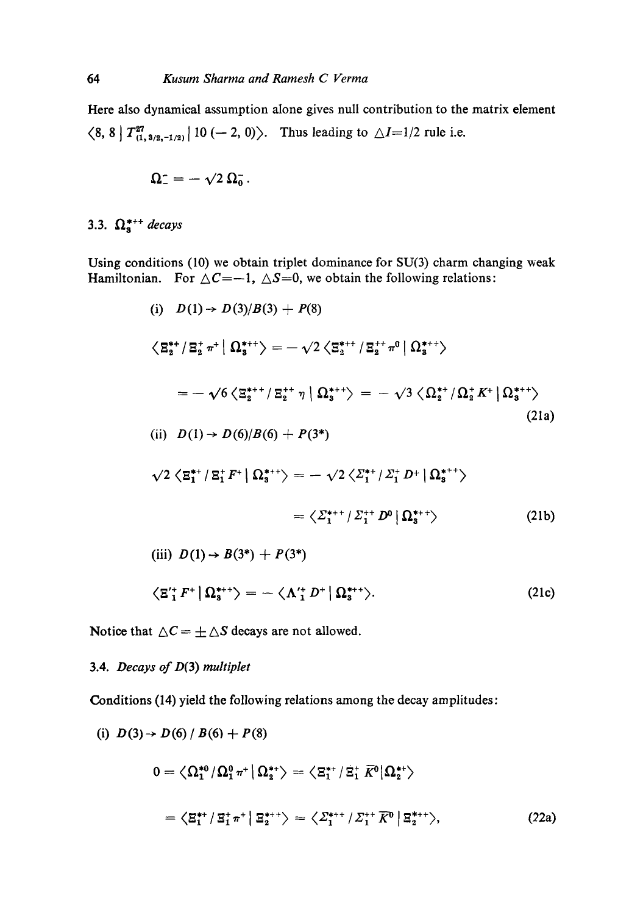Here also dynamical assumption alone gives null contribution to the matrix element $\langle 8, 8 \mid T^{27}_{(1,3/2,-1/2)} \mid 10\,(-2, 0)\rangle$. Thus leading to $\triangle I = 1/2$ rule i.e.

$$\Omega^-_- = -\sqrt{2}\,\Omega^-_0 .$$

### 3.3. $\Omega_3^{*++}$ decays

Using conditions (10) we obtain triplet dominance for SU(3) charm changing weak Hamiltonian. For $\triangle C = -1$, $\triangle S = 0$, we obtain the following relations:

(i) $D(1) \rightarrow D(3)/B(3) + P(8)$

$$\langle \Xi_2^{*+} / \Xi_2^{+}\,\pi^+ \mid \Omega_3^{*++}\rangle = -\sqrt{2}\,\langle \Xi_2^{*++} / \Xi_2^{++}\,\pi^0 \mid \Omega_3^{*++}\rangle$$

$$= -\sqrt{6}\,\langle \Xi_2^{*++} / \Xi_2^{++}\,\eta \mid \Omega_3^{*++}\rangle = -\sqrt{3}\,\langle \Omega_2^{*+} / \Omega_2^{+}\,K^+ \mid \Omega_3^{*++}\rangle \tag{21a}$$

(ii) $D(1) \rightarrow D(6)/B(6) + P(3^*)$

$$\sqrt{2}\,\langle \Xi_1^{*+} / \Xi_1^{+}\,F^+ \mid \Omega_3^{*++}\rangle = -\sqrt{2}\,\langle \Sigma_1^{*+} / \Sigma_1^{+}\,D^+ \mid \Omega_3^{*++}\rangle$$

$$= \langle \Sigma_1^{*++} / \Sigma_1^{++}\,D^0 \mid \Omega_3^{*++}\rangle \tag{21b}$$

(iii) $D(1) \rightarrow B(3^*) + P(3^*)$

$$\langle \Xi'^{+}_1\,F^+ \mid \Omega_3^{*++}\rangle = -\langle \Lambda'^{+}_1\,D^+ \mid \Omega_3^{*++}\rangle. \tag{21c}$$

Notice that $\triangle C = \pm \triangle S$ decays are not allowed.

### 3.4. *Decays of D(3) multiplet*

Conditions (14) yield the following relations among the decay amplitudes:

(i) $D(3) \rightarrow D(6) / B(6) + P(8)$

$$0 = \langle \Omega_1^{*0} / \Omega_1^{0}\,\pi^+ \mid \Omega_2^{*+}\rangle = \langle \Xi_1^{*+} / \Xi_1^{+}\,\bar{K}^0 \mid \Omega_2^{*+}\rangle$$

$$= \langle \Xi_1^{*+} / \Xi_1^{+}\,\pi^+ \mid \Xi_2^{*++}\rangle = \langle \Sigma_1^{*++} / \Sigma_1^{++}\,\bar{K}^0 \mid \Xi_2^{*++}\rangle, \tag{22a}$$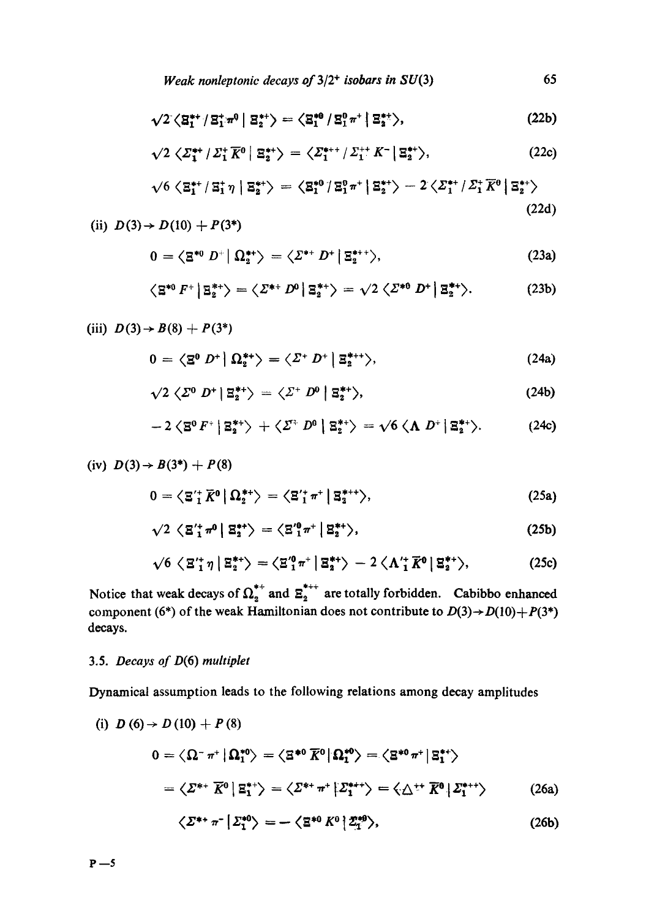$$\sqrt{2}\langle \Xi_1^{*+} / \Xi_1^{+} \pi^0 \mid \Xi_2^{*+} \rangle = \langle \Xi_1^{*0} / \Xi_1^{0} \pi^+ \mid \Xi_2^{*+} \rangle, \tag{22b}$$

$$\sqrt{2}\langle \Sigma_1^{*+} / \Sigma_1^{+} \bar{K}^0 \mid \Xi_2^{*+} \rangle = \langle \Sigma_1^{*++} / \Sigma_1^{++} K^- \mid \Xi_2^{*+} \rangle, \tag{22c}$$

$$\sqrt{6}\langle \Xi_1^{*+} / \Xi_1^{+} \eta \mid \Xi_2^{*+} \rangle = \langle \Xi_1^{*0} / \Xi_1^{0} \pi^+ \mid \Xi_2^{*+} \rangle - 2\langle \Sigma_1^{*+} / \Sigma_1^{+} \bar{K}^0 \mid \Xi_2^{*+} \rangle \tag{22d}$$

(ii) $D(3) \rightarrow D(10) + P(3^*)$

$$0 = \langle \Xi^{*0} D^+ \mid \Omega_2^{*+} \rangle = \langle \Sigma^{*+} D^+ \mid \Xi_2^{*++} \rangle, \tag{23a}$$

$$\langle \Xi^{*0} F^+ \mid \Xi_2^{*+} \rangle = \langle \Sigma^{*+} D^0 \mid \Xi_2^{*+} \rangle = \sqrt{2}\langle \Sigma^{*0} D^+ \mid \Xi_2^{*+} \rangle. \tag{23b}$$

(iii) $D(3) \rightarrow B(8) + P(3^*)$

$$0 = \langle \Xi^0 D^+ \mid \Omega_2^{*+} \rangle = \langle \Sigma^+ D^+ \mid \Xi_2^{*++} \rangle, \tag{24a}$$

$$\sqrt{2}\langle \Sigma^0 D^+ \mid \Xi_2^{*+} \rangle = \langle \Sigma^+ D^0 \mid \Xi_2^{*+} \rangle, \tag{24b}$$

$$-2\langle \Xi^0 F^+ \mid \Xi_2^{*+} \rangle + \langle \Sigma^+ D^0 \mid \Xi_2^{*+} \rangle = \sqrt{6}\langle \Lambda D^+ \mid \Xi_2^{*+} \rangle. \tag{24c}$$

(iv) $D(3) \rightarrow B(3^*) + P(8)$

$$0 = \langle \Xi_1'^{+} \bar{K}^0 \mid \Omega_2^{*+} \rangle = \langle \Xi_1'^{+} \pi^+ \mid \Xi_2^{*++} \rangle, \tag{25a}$$

$$\sqrt{2}\langle \Xi_1'^{+} \pi^0 \mid \Xi_2^{*+} \rangle = \langle \Xi_1'^{0} \pi^+ \mid \Xi_2^{*+} \rangle, \tag{25b}$$

$$\sqrt{6}\langle \Xi_1'^{+} \eta \mid \Xi_2^{*+} \rangle = \langle \Xi_1'^{0} \pi^+ \mid \Xi_2^{*+} \rangle - 2\langle \Lambda_1'^{+} \bar{K}^0 \mid \Xi_2^{*+} \rangle, \tag{25c}$$

Notice that weak decays of $\Omega_2^{*+}$ and $\Xi_2^{*++}$ are totally forbidden. Cabibbo enhanced component $(6^*)$ of the weak Hamiltonian does not contribute to $D(3) \rightarrow D(10) + P(3^*)$ decays.

### 3.5. *Decays of D(6) multiplet*

Dynamical assumption leads to the following relations among decay amplitudes

(i) $D(6) \rightarrow D(10) + P(8)$

$$0 = \langle \Omega^- \pi^+ \mid \Omega_1^{*0} \rangle = \langle \Xi^{*0} \bar{K}^0 \mid \Omega_1^{*0} \rangle = \langle \Xi^{*0} \pi^+ \mid \Xi_1^{*+} \rangle$$

$$= \langle \Sigma^{*+} \bar{K}^0 \mid \Xi_1^{*+} \rangle = \langle \Sigma^{*+} \pi^+ \mid \Sigma_1^{*++} \rangle = \langle \Delta^{++} \bar{K}^0 \mid \Sigma_1^{*++} \rangle \tag{26a}$$

$$\langle \Sigma^{*+} \pi^- \mid \Sigma_1^{*0} \rangle = -\langle \Xi^{*0} K^0 \mid \Sigma_1^{*0} \rangle, \tag{26b}$$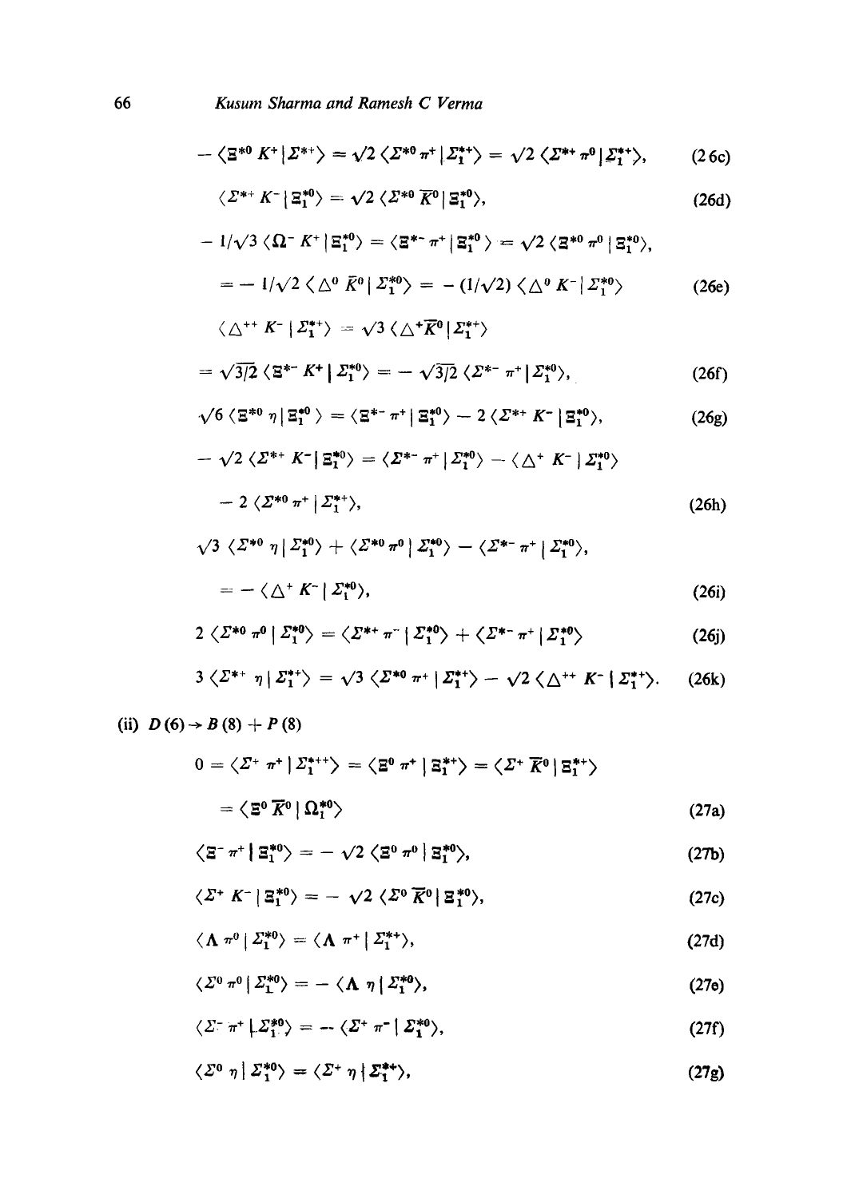$$-\langle \Xi^{*0} K^+ | \Sigma^{*+} \rangle = \sqrt{2} \langle \Sigma^{*0} \pi^+ | \Sigma_1^{*+} \rangle = \sqrt{2} \langle \Sigma^{*+} \pi^0 | \Sigma_1^{*+} \rangle, \tag{26c}$$

$$\langle \Sigma^{*+} K^- | \Xi_1^{*0} \rangle = \sqrt{2} \langle \Sigma^{*0} \overline{K}^0 | \Xi_1^{*0} \rangle, \tag{26d}$$

$$-1/\sqrt{3} \langle \Omega^- K^+ | \Xi_1^{*0} \rangle = \langle \Xi^{*-} \pi^+ | \Xi_1^{*0} \rangle = \sqrt{2} \langle \Xi^{*0} \pi^0 | \Xi_1^{*0} \rangle,$$

$$= -1/\sqrt{2} \langle \Delta^0 \bar{K}^0 | \Sigma_1^{*0} \rangle = -(1/\sqrt{2}) \langle \Delta^0 K^- | \Sigma_1^{*0} \rangle \tag{26e}$$

$$\langle \Delta^{++} K^- | \Sigma_1^{*+} \rangle = \sqrt{3} \langle \Delta^+ \overline{K}^0 | \Sigma_1^{*+} \rangle$$

$$= \sqrt{3/2} \langle \Xi^{*-} K^+ | \Sigma_1^{*0} \rangle = -\sqrt{3/2} \langle \Sigma^{*-} \pi^+ | \Sigma_1^{*0} \rangle, \tag{26f}$$

$$\sqrt{6} \langle \Xi^{*0} \eta | \Xi_1^{*0} \rangle = \langle \Xi^{*-} \pi^+ | \Xi_1^{*0} \rangle - 2 \langle \Sigma^{*+} K^- | \Xi_1^{*0} \rangle, \tag{26g}$$

$$-\sqrt{2} \langle \Sigma^{*+} K^- | \Xi_1^{*0} \rangle = \langle \Sigma^{*-} \pi^+ | \Sigma_1^{*0} \rangle - \langle \Delta^+ K^- | \Sigma_1^{*0} \rangle$$

$$-2 \langle \Sigma^{*0} \pi^+ | \Sigma_1^{*+} \rangle, \tag{26h}$$

$$\sqrt{3} \langle \Sigma^{*0} \eta | \Sigma_1^{*0} \rangle + \langle \Sigma^{*0} \pi^0 | \Sigma_1^{*0} \rangle - \langle \Sigma^{*-} \pi^+ | \Sigma_1^{*0} \rangle,$$

$$= -\langle \Delta^+ K^- | \Sigma_1^{*0} \rangle, \tag{26i}$$

$$2 \langle \Sigma^{*0} \pi^0 | \Sigma_1^{*0} \rangle = \langle \Sigma^{*+} \pi^- | \Sigma_1^{*0} \rangle + \langle \Sigma^{*-} \pi^+ | \Sigma_1^{*0} \rangle \tag{26j}$$

$$3 \langle \Sigma^{*+} \eta | \Sigma_1^{*+} \rangle = \sqrt{3} \langle \Sigma^{*0} \pi^+ | \Sigma_1^{*+} \rangle - \sqrt{2} \langle \Delta^{++} K^- | \Sigma_1^{*+} \rangle. \tag{26k}$$

(ii) $D(6) \to B(8) + P(8)$

$$0 = \langle \Sigma^+ \pi^+ | \Sigma_1^{*++} \rangle = \langle \Xi^0 \pi^+ | \Xi_1^{*+} \rangle = \langle \Sigma^+ \overline{K}^0 | \Xi_1^{*+} \rangle$$

$$= \langle \Xi^0 \overline{K}^0 | \Omega_1^{*0} \rangle \tag{27a}$$

$$\langle \Xi^- \pi^+ | \Xi_1^{*0} \rangle = -\sqrt{2} \langle \Xi^0 \pi^0 | \Xi_1^{*0} \rangle, \tag{27b}$$

$$\langle \Sigma^+ K^- | \Xi_1^{*0} \rangle = -\sqrt{2} \langle \Sigma^0 \overline{K}^0 | \Xi_1^{*0} \rangle, \tag{27c}$$

$$\langle \Lambda \pi^0 | \Sigma_1^{*0} \rangle = \langle \Lambda \pi^+ | \Sigma_1^{*+} \rangle, \tag{27d}$$

$$\langle \Sigma^0 \pi^0 | \Sigma_1^{*0} \rangle = -\langle \Lambda \eta | \Sigma_1^{*0} \rangle, \tag{27e}$$

$$\langle \Sigma^- \pi^+ | \Sigma_1^{*0} \rangle = -\langle \Sigma^+ \pi^- | \Sigma_1^{*0} \rangle, \tag{27f}$$

$$\langle \Sigma^0 \eta | \Sigma_1^{*0} \rangle = \langle \Sigma^+ \eta | \Sigma_1^{*+} \rangle, \tag{27g}$$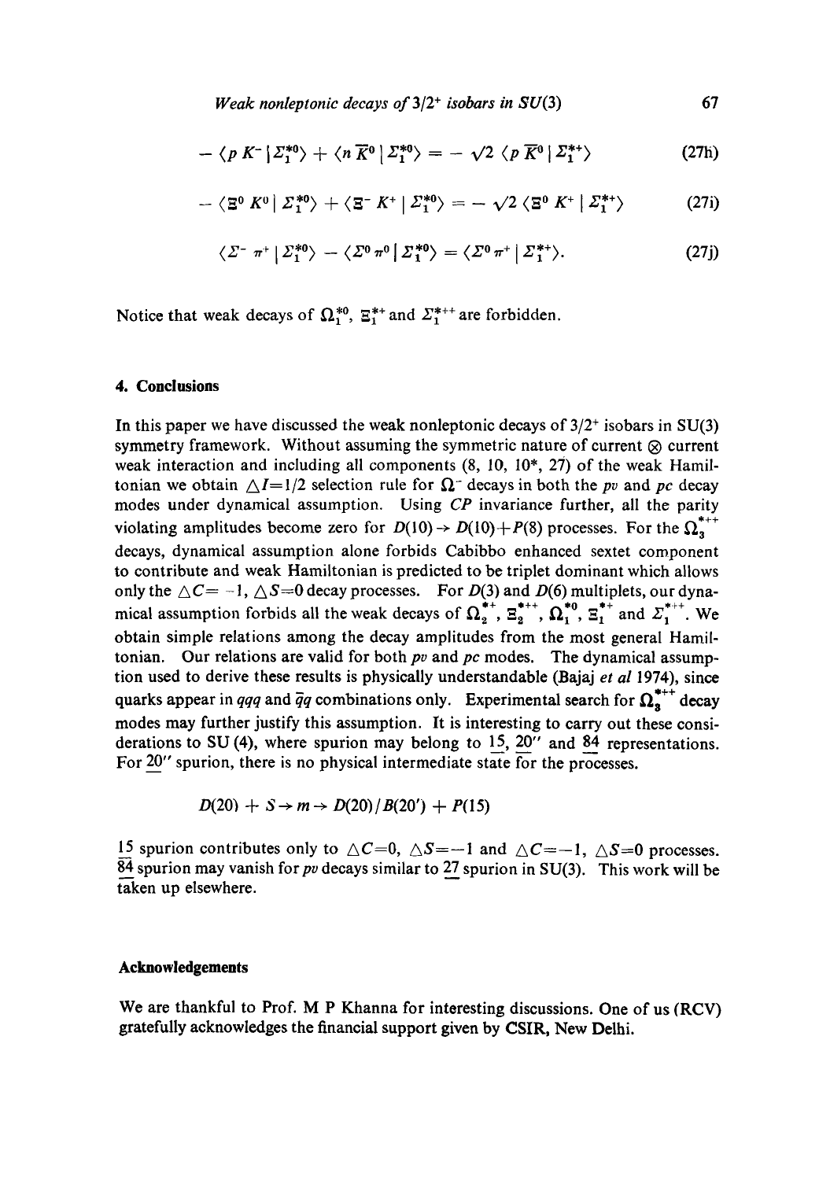$$- \langle p\, K^- \,|\, \Sigma_1^{*0} \rangle + \langle n\, \overline{K}^0 \,|\, \Sigma_1^{*0} \rangle = - \sqrt{2}\, \langle p\, \overline{K}^0 \,|\, \Sigma_1^{*+} \rangle \tag{27h}$$

$$- \langle \Xi^0\, K^0 \,|\, \Sigma_1^{*0} \rangle + \langle \Xi^-\, K^+ \,|\, \Sigma_1^{*0} \rangle = - \sqrt{2}\, \langle \Xi^0\, K^+ \,|\, \Sigma_1^{*+} \rangle \tag{27i}$$

$$\langle \Sigma^-\, \pi^+ \,|\, \Sigma_1^{*0} \rangle - \langle \Sigma^0\, \pi^0 \,|\, \Sigma_1^{*0} \rangle = \langle \Sigma^0\, \pi^+ \,|\, \Sigma_1^{*+} \rangle. \tag{27j}$$

Notice that weak decays of $\Omega_1^{*0}$, $\Xi_1^{*+}$ and $\Sigma_1^{*++}$ are forbidden.

## 4. Conclusions

In this paper we have discussed the weak nonleptonic decays of $3/2^+$ isobars in SU(3) symmetry framework. Without assuming the symmetric nature of current $\otimes$ current weak interaction and including all components (8, 10, 10*, 27) of the weak Hamiltonian we obtain $\triangle I = 1/2$ selection rule for $\Omega^-$ decays in both the *pv* and *pc* decay modes under dynamical assumption. Using *CP* invariance further, all the parity violating amplitudes become zero for $D(10) \rightarrow D(10) + P(8)$ processes. For the $\Omega_3^{*++}$ decays, dynamical assumption alone forbids Cabibbo enhanced sextet component to contribute and weak Hamiltonian is predicted to be triplet dominant which allows only the $\triangle C = -1$, $\triangle S = 0$ decay processes. For $D(3)$ and $D(6)$ multiplets, our dynamical assumption forbids all the weak decays of $\Omega_2^{*+}$, $\Xi_2^{*++}$, $\Omega_1^{*0}$, $\Xi_1^{*+}$ and $\Sigma_1^{*++}$. We obtain simple relations among the decay amplitudes from the most general Hamiltonian. Our relations are valid for both *pv* and *pc* modes. The dynamical assumption used to derive these results is physically understandable (Bajaj *et al* 1974), since quarks appear in $qqq$ and $\bar{q}q$ combinations only. Experimental search for $\Omega_3^{*++}$ decay modes may further justify this assumption. It is interesting to carry out these considerations to SU (4), where spurion may belong to $\underline{15}$, $\underline{20}''$ and $\underline{84}$ representations. For $\underline{20}''$ spurion, there is no physical intermediate state for the processes.

$$D(20) + S \rightarrow m \rightarrow D(20)/B(20') + P(15)$$

$\underline{15}$ spurion contributes only to $\triangle C = 0$, $\triangle S = -1$ and $\triangle C = -1$, $\triangle S = 0$ processes. $\underline{84}$ spurion may vanish for *pv* decays similar to $\underline{27}$ spurion in SU(3). This work will be taken up elsewhere.

## Acknowledgements

We are thankful to Prof. M P Khanna for interesting discussions. One of us (RCV) gratefully acknowledges the financial support given by CSIR, New Delhi.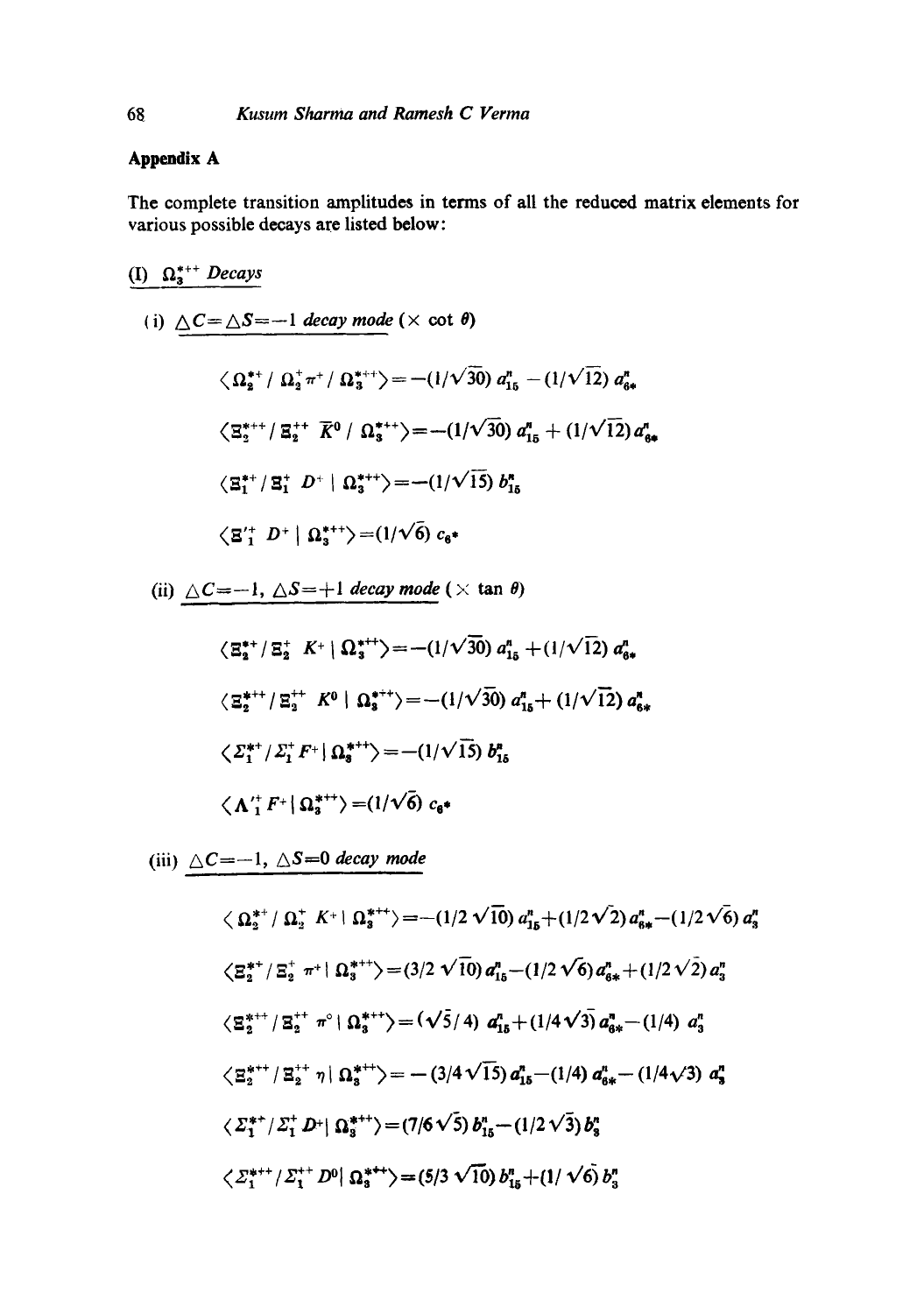## Appendix A

The complete transition amplitudes in terms of all the reduced matrix elements for various possible decays are listed below:

### (I) $\Omega_3^{*++}$ Decays

(i) $\triangle C = \triangle S = -1$ decay mode ($\times$ cot $\theta$)

$$\langle \Omega_2^{*+} / \Omega_2^{+} \pi^{+} / \Omega_3^{*++} \rangle = -(1/\sqrt{30})\, a_{15}^{n} - (1/\sqrt{12})\, a_{6*}^{n}$$

$$\langle \Xi_2^{*++} / \Xi_2^{++} \bar{K}^0 / \Omega_3^{*++} \rangle = -(1/\sqrt{30})\, a_{15}^{n} + (1/\sqrt{12})\, a_{6*}^{n}$$

$$\langle \Xi_1^{*+} / \Xi_1^{+} D^{+} \mid \Omega_3^{*++} \rangle = -(1/\sqrt{15})\, b_{15}^{n}$$

$$\langle \Xi_1'^{+} D^{+} \mid \Omega_3^{*++} \rangle = (1/\sqrt{6})\, c_{6*}$$

(ii) $\triangle C = -1,\ \triangle S = +1$ decay mode ($\times$ tan $\theta$)

$$\langle \Xi_2^{*+} / \Xi_2^{+} K^{+} \mid \Omega_3^{*++} \rangle = -(1/\sqrt{30})\, a_{15}^{n} + (1/\sqrt{12})\, a_{6*}^{n}$$

$$\langle \Xi_2^{*++} / \Xi_2^{++} K^{0} \mid \Omega_3^{*++} \rangle = -(1/\sqrt{30})\, a_{15}^{n} + (1/\sqrt{12})\, a_{6*}^{n}$$

$$\langle \Sigma_1^{*+} / \Sigma_1^{+} F^{+} \mid \Omega_3^{*++} \rangle = -(1/\sqrt{15})\, b_{15}^{n}$$

$$\langle \Lambda_1'^{+} F^{+} \mid \Omega_3^{*++} \rangle = (1/\sqrt{6})\, c_{6*}$$

(iii) $\triangle C = -1,\ \triangle S = 0$ decay mode

$$\langle \Omega_2^{*+} / \Omega_2^{+} K^{+} \mid \Omega_3^{*++} \rangle = -(1/2\sqrt{10})\, a_{15}^{n} + (1/2\sqrt{2})\, a_{6*}^{n} - (1/2\sqrt{6})\, a_{3}^{n}$$

$$\langle \Xi_2^{*+} / \Xi_2^{+} \pi^{+} \mid \Omega_3^{*++} \rangle = (3/2\sqrt{10})\, a_{15}^{n} - (1/2\sqrt{6})\, a_{6*}^{n} + (1/2\sqrt{2})\, a_{3}^{n}$$

$$\langle \Xi_2^{*++} / \Xi_2^{++} \pi^{0} \mid \Omega_3^{*++} \rangle = (\sqrt{5}/4)\, a_{15}^{n} + (1/4\sqrt{3})\, a_{6*}^{n} - (1/4)\, a_{3}^{n}$$

$$\langle \Xi_2^{*++} / \Xi_2^{++} \eta \mid \Omega_3^{*++} \rangle = -(3/4\sqrt{15})\, a_{15}^{n} - (1/4)\, a_{6*}^{n} - (1/4\sqrt{3})\, a_{3}^{n}$$

$$\langle \Sigma_1^{*+} / \Sigma_1^{+} D^{+} \mid \Omega_3^{*++} \rangle = (7/6\sqrt{5})\, b_{15}^{n} - (1/2\sqrt{3})\, b_{3}^{n}$$

$$\langle \Sigma_1^{*++} / \Sigma_1^{++} D^{0} \mid \Omega_3^{*++} \rangle = (5/3\sqrt{10})\, b_{15}^{n} + (1/\sqrt{6})\, b_{3}^{n}$$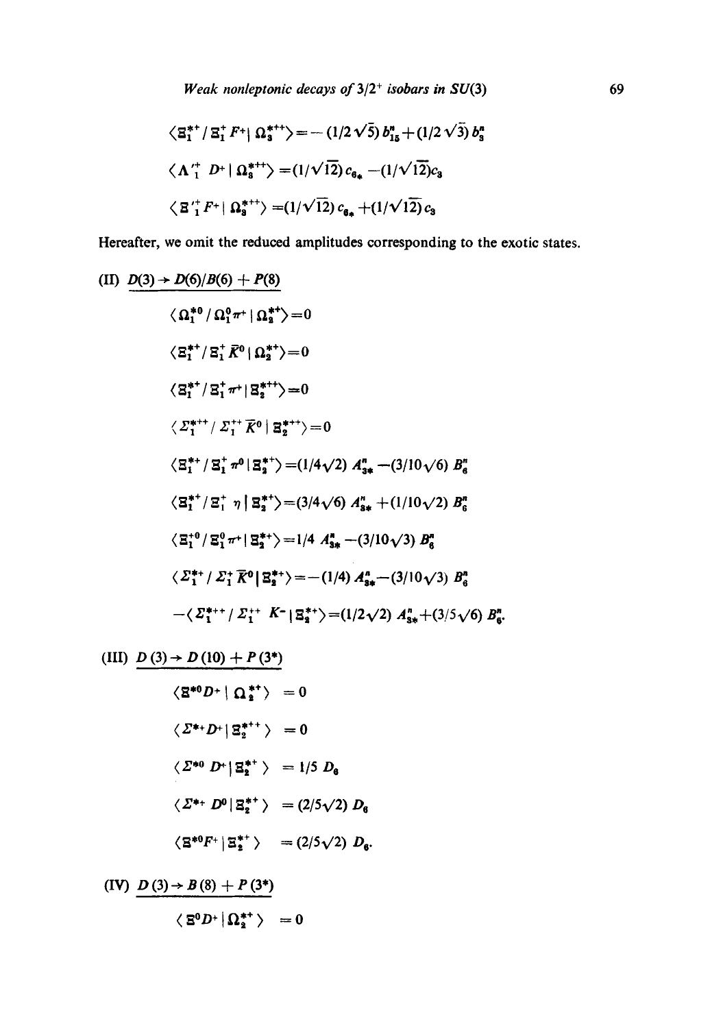$$\langle \Xi_1^{*+} / \Xi_1^+ F^+ | \Omega_3^{*++} \rangle = -(1/2\sqrt{5})\, b_{15}^n + (1/2\sqrt{3})\, b_3^n$$

$$\langle \Lambda_1'^+ D^+ | \Omega_3^{*++} \rangle = (1/\sqrt{12})\, c_{6*} - (1/\sqrt{12}) c_3$$

$$\langle \Xi_1'^+ F^+ | \Omega_3^{*++} \rangle = (1/\sqrt{12})\, c_{6*} + (1/\sqrt{12})\, c_3$$

Hereafter, we omit the reduced amplitudes corresponding to the exotic states.

(II) $D(3) \to D(6)/B(6) + P(8)$

$$\langle \Omega_1^{*0} / \Omega_1^0 \pi^+ | \Omega_2^{*+} \rangle = 0$$

$$\langle \Xi_1^{*+} / \Xi_1^+ \bar{K}^0 | \Omega_2^{*+} \rangle = 0$$

$$\langle \Xi_1^{*+} / \Xi_1^+ \pi^+ | \Xi_2^{*++} \rangle = 0$$

$$\langle \Sigma_1^{*++} / \Sigma_1^{++} \bar{K}^0 | \Xi_2^{*++} \rangle = 0$$

$$\langle \Xi_1^{*+} / \Xi_1^+ \pi^0 | \Xi_2^{*+} \rangle = (1/4\sqrt{2})\, A_{3*}^n - (3/10\sqrt{6})\, B_6^n$$

$$\langle \Xi_1^{*+} / \Xi_1^+ \eta | \Xi_2^{*+} \rangle = (3/4\sqrt{6})\, A_{3*}^n + (1/10\sqrt{2})\, B_6^n$$

$$\langle \Xi_1^{*0} / \Xi_1^0 \pi^+ | \Xi_2^{*+} \rangle = 1/4\, A_{3*}^n - (3/10\sqrt{3})\, B_6^n$$

$$\langle \Sigma_1^{*+} / \Sigma_1^+ \bar{K}^0 | \Xi_2^{*+} \rangle = -(1/4)\, A_{3*}^n - (3/10\sqrt{3})\, B_6^n$$

$$-\langle \Sigma_1^{*++} / \Sigma_1^{++} K^- | \Xi_2^{*+} \rangle = (1/2\sqrt{2})\, A_{3*}^n + (3/5\sqrt{6})\, B_6^n.$$

(III) $D(3) \to D(10) + P(3^*)$

$$\langle \Xi^{*0} D^+ | \Omega_2^{*+} \rangle = 0$$

$$\langle \Sigma^{*+} D^+ | \Xi_2^{*++} \rangle = 0$$

$$\langle \Sigma^{*0} D^+ | \Xi_2^{*+} \rangle = 1/5\, D_6$$

$$\langle \Sigma^{*+} D^0 | \Xi_2^{*+} \rangle = (2/5\sqrt{2})\, D_6$$

$$\langle \Xi^{*0} F^+ | \Xi_2^{*+} \rangle = (2/5\sqrt{2})\, D_6.$$

(IV) $D(3) \to B(8) + P(3^*)$

$$\langle \Xi^0 D^+ | \Omega_2^{*+} \rangle = 0$$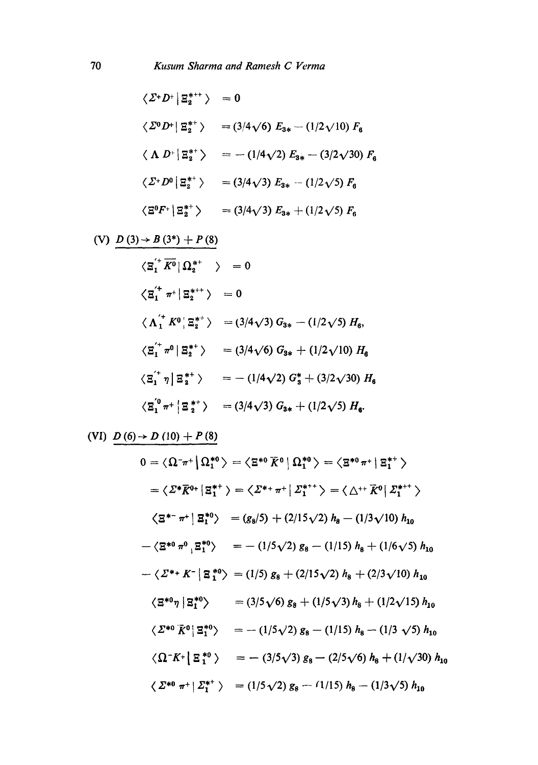$$\langle \Sigma^+ D^+ | \Xi_2^{*++} \rangle = 0$$

$$\langle \Sigma^0 D^+ | \Xi_2^{*+} \rangle = (3/4\sqrt{6})\, E_{3*} - (1/2\sqrt{10})\, F_6$$

$$\langle \Lambda\, D^+ | \Xi_2^{*+} \rangle = -(1/4\sqrt{2})\, E_{3*} - (3/2\sqrt{30})\, F_6$$

$$\langle \Sigma^+ D^0 | \Xi_2^{*+} \rangle = (3/4\sqrt{3})\, E_{3*} - (1/2\sqrt{5})\, F_6$$

$$\langle \Xi^0 F^+ | \Xi_2^{*+} \rangle = (3/4\sqrt{3})\, E_{3*} + (1/2\sqrt{5})\, F_6$$

(V) $D(3) \rightarrow B(3^*) + P(8)$

$$\langle \Xi_1^{'+} \overline{K^0} | \Omega_2^{*+} \rangle = 0$$

$$\langle \Xi_1^{'+} \pi^+ | \Xi_2^{*++} \rangle = 0$$

$$\langle \Lambda_1^{'+} K^0 | \Xi_2^{*+} \rangle = (3/4\sqrt{3})\, G_{3*} - (1/2\sqrt{5})\, H_6,$$

$$\langle \Xi_1^{'+} \pi^0 | \Xi_2^{*+} \rangle = (3/4\sqrt{6})\, G_{3*} + (1/2\sqrt{10})\, H_6$$

$$\langle \Xi_1^{'+} \eta | \Xi_2^{*+} \rangle = -(1/4\sqrt{2})\, G_3^* + (3/2\sqrt{30})\, H_6$$

$$\langle \Xi_1^{'0} \pi^+ | \Xi_2^{*+} \rangle = (3/4\sqrt{3})\, G_{3*} + (1/2\sqrt{5})\, H_6.$$

(VI) $D(6) \rightarrow D(10) + P(8)$

$$0 = \langle \Omega^- \pi^+ | \Omega_1^{*0} \rangle = \langle \Xi^{*0} \bar{K}^0 | \Omega_1^{*0} \rangle = \langle \Xi^{*0} \pi^+ | \Xi_1^{*+} \rangle$$

$$= \langle \Sigma^* \bar{K}^{0+} | \Xi_1^{*+} \rangle = \langle \Sigma^{*+} \pi^+ | \Sigma_1^{*++} \rangle = \langle \Delta^{++} \bar{K}^0 | \Sigma_1^{*++} \rangle$$

$$\langle \Xi^{*-} \pi^+ | \Xi_1^{*0} \rangle = (g_8/5) + (2/15\sqrt{2})\, h_8 - (1/3\sqrt{10})\, h_{10}$$

$$-\langle \Xi^{*0} \pi^0 | \Xi_1^{*0} \rangle = -(1/5\sqrt{2})\, g_8 - (1/15)\, h_8 + (1/6\sqrt{5})\, h_{10}$$

$$-\langle \Sigma^{*+} K^- | \Xi_1^{*0} \rangle = (1/5)\, g_8 + (2/15\sqrt{2})\, h_8 + (2/3\sqrt{10})\, h_{10}$$

$$\langle \Xi^{*0} \eta | \Xi_1^{*0} \rangle = (3/5\sqrt{6})\, g_8 + (1/5\sqrt{3})\, h_8 + (1/2\sqrt{15})\, h_{10}$$

$$\langle \Sigma^{*0} \bar{K}^0 | \Xi_1^{*0} \rangle = -(1/5\sqrt{2})\, g_8 - (1/15)\, h_8 - (1/3\sqrt{5})\, h_{10}$$

$$\langle \Omega^- K^+ | \Xi_1^{*0} \rangle = -(3/5\sqrt{3})\, g_8 - (2/5\sqrt{6})\, h_8 + (1/\sqrt{30})\, h_{10}$$

$$\langle \Sigma^{*0} \pi^+ | \Sigma_1^{*+} \rangle = (1/5\sqrt{2})\, g_8 - (1/15)\, h_8 - (1/3\sqrt{5})\, h_{10}$$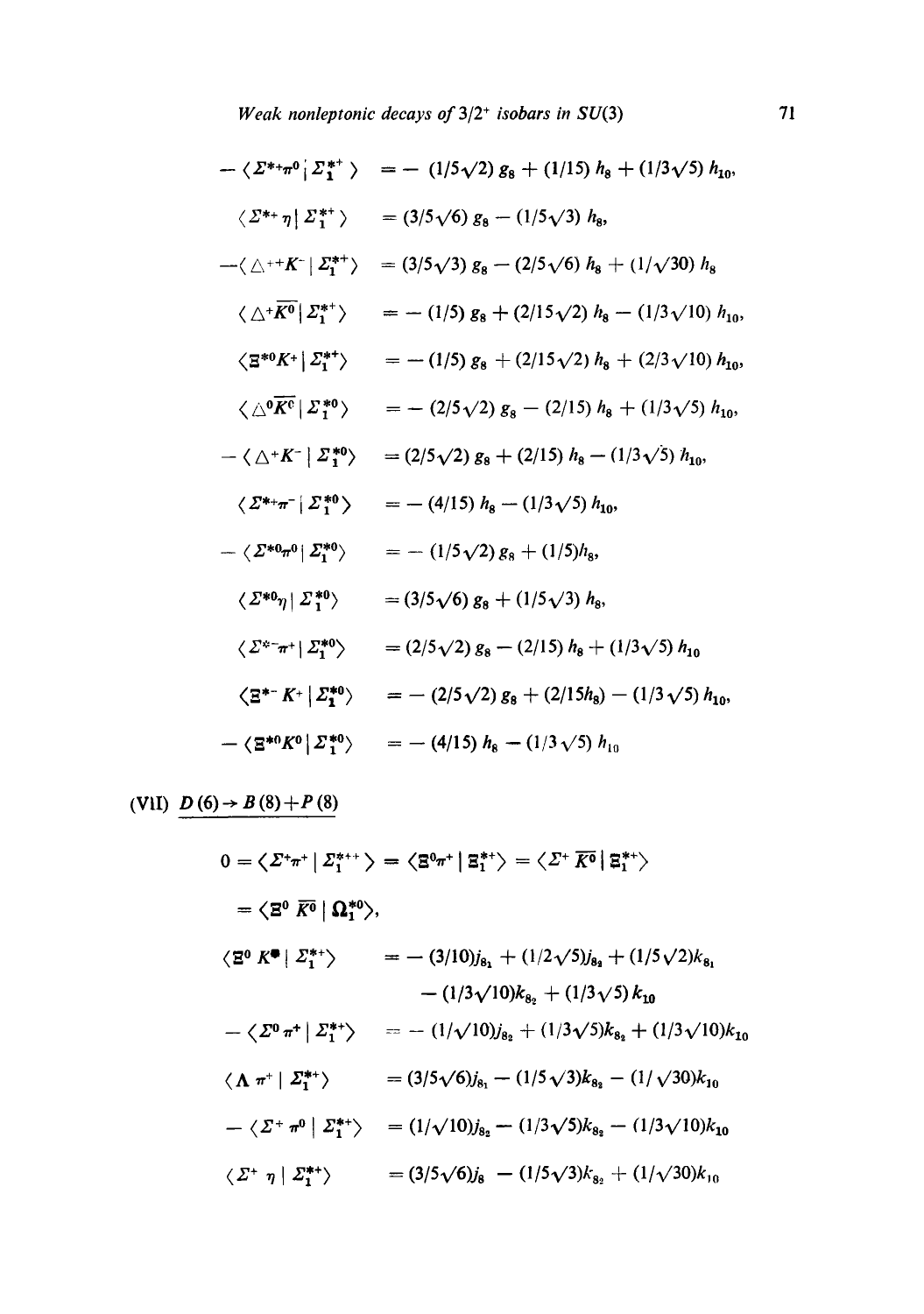$$-\langle \Sigma^{*+}\pi^0 \mid \Sigma_1^{*+} \rangle = -(1/5\sqrt{2})\, g_8 + (1/15)\, h_8 + (1/3\sqrt{5})\, h_{10},$$

$$\langle \Sigma^{*+}\eta \mid \Sigma_1^{*+} \rangle = (3/5\sqrt{6})\, g_8 - (1/5\sqrt{3})\, h_8,$$

$$-\langle \Delta^{++}K^- \mid \Sigma_1^{*+} \rangle = (3/5\sqrt{3})\, g_8 - (2/5\sqrt{6})\, h_8 + (1/\sqrt{30})\, h_8$$

$$\langle \Delta^{+}\overline{K^0} \mid \Sigma_1^{*+} \rangle = -(1/5)\, g_8 + (2/15\sqrt{2})\, h_8 - (1/3\sqrt{10})\, h_{10},$$

$$\langle \Xi^{*0}K^+ \mid \Sigma_1^{*+} \rangle = -(1/5)\, g_8 + (2/15\sqrt{2})\, h_8 + (2/3\sqrt{10})\, h_{10},$$

$$\langle \Delta^{0}\overline{K^0} \mid \Sigma_1^{*0} \rangle = -(2/5\sqrt{2})\, g_8 - (2/15)\, h_8 + (1/3\sqrt{5})\, h_{10},$$

$$-\langle \Delta^{+}K^- \mid \Sigma_1^{*0} \rangle = (2/5\sqrt{2})\, g_8 + (2/15)\, h_8 - (1/3\sqrt{5})\, h_{10},$$

$$\langle \Sigma^{*+}\pi^- \mid \Sigma_1^{*0} \rangle = -(4/15)\, h_8 - (1/3\sqrt{5})\, h_{10},$$

$$-\langle \Sigma^{*0}\pi^0 \mid \Sigma_1^{*0} \rangle = -(1/5\sqrt{2})\, g_8 + (1/5) h_8,$$

$$\langle \Sigma^{*0}\eta \mid \Sigma_1^{*0} \rangle = (3/5\sqrt{6})\, g_8 + (1/5\sqrt{3})\, h_8,$$

$$\langle \Sigma^{*-}\pi^+ \mid \Sigma_1^{*0} \rangle = (2/5\sqrt{2})\, g_8 - (2/15)\, h_8 + (1/3\sqrt{5})\, h_{10}$$

$$\langle \Xi^{*-}K^+ \mid \Sigma_1^{*0} \rangle = -(2/5\sqrt{2})\, g_8 + (2/15 h_8) - (1/3\sqrt{5})\, h_{10},$$

$$-\langle \Xi^{*0}K^0 \mid \Sigma_1^{*0} \rangle = -(4/15)\, h_8 - (1/3\sqrt{5})\, h_{10}$$

(VII) <u>$D(6) \rightarrow B(8) + P(8)$</u>

$$0 = \langle \Sigma^{+}\pi^{+} \mid \Sigma_1^{*++} \rangle = \langle \Xi^{0}\pi^{+} \mid \Xi_1^{*+} \rangle = \langle \Sigma^{+}\,\overline{K^0} \mid \Xi_1^{*+} \rangle$$
$$= \langle \Xi^{0}\,\overline{K^0} \mid \Omega_1^{*0} \rangle,$$

$$\langle \Xi^{0}K^{+} \mid \Sigma_1^{*+} \rangle = -(3/10) j_{8_1} + (1/2\sqrt{5}) j_{8_2} + (1/5\sqrt{2}) k_{8_1} - (1/3\sqrt{10}) k_{8_2} + (1/3\sqrt{5})\, k_{10}$$

$$-\langle \Sigma^{0}\pi^{+} \mid \Sigma_1^{*+} \rangle = -(1/\sqrt{10}) j_{8_2} + (1/3\sqrt{5}) k_{8_2} + (1/3\sqrt{10}) k_{10}$$

$$\langle \Lambda\pi^{+} \mid \Sigma_1^{*+} \rangle = (3/5\sqrt{6}) j_{8_1} - (1/5\sqrt{3}) k_{8_1} - (1/\sqrt{30}) k_{10}$$

$$-\langle \Sigma^{+}\pi^{0} \mid \Sigma_1^{*+} \rangle = (1/\sqrt{10}) j_{8_2} - (1/3\sqrt{5}) k_{8_2} - (1/3\sqrt{10}) k_{10}$$

$$\langle \Sigma^{+}\eta \mid \Sigma_1^{*+} \rangle = (3/5\sqrt{6}) j_8 - (1/5\sqrt{3}) k_{8_2} + (1/\sqrt{30}) k_{10}$$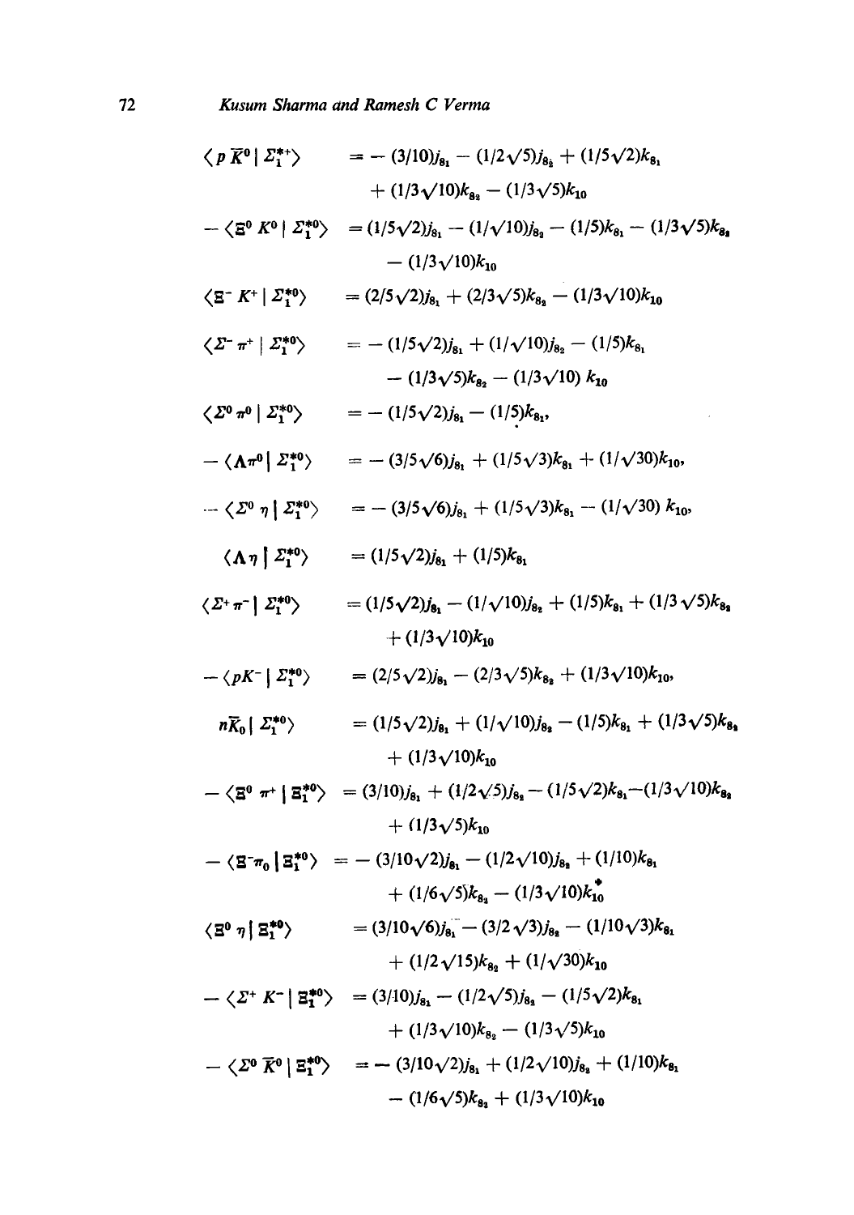$$\langle p\,\bar{K}^0 \,|\, \Sigma_1^{*+}\rangle = -(3/10)j_{8_1} - (1/2\sqrt{5})j_{8_2} + (1/5\sqrt{2})k_{8_1} + (1/3\sqrt{10})k_{8_2} - (1/3\sqrt{5})k_{10}$$

$$-\langle \Xi^0 K^0 \,|\, \Sigma_1^{*0}\rangle = (1/5\sqrt{2})j_{8_1} - (1/\sqrt{10})j_{8_2} - (1/5)k_{8_1} - (1/3\sqrt{5})k_{8_2} - (1/3\sqrt{10})k_{10}$$

$$\langle \Xi^- K^+ \,|\, \Sigma_1^{*0}\rangle = (2/5\sqrt{2})j_{8_1} + (2/3\sqrt{5})k_{8_2} - (1/3\sqrt{10})k_{10}$$

$$\langle \Sigma^- \pi^+ \,|\, \Sigma_1^{*0}\rangle = -(1/5\sqrt{2})j_{8_1} + (1/\sqrt{10})j_{8_2} - (1/5)k_{8_1} - (1/3\sqrt{5})k_{8_2} - (1/3\sqrt{10})\,k_{10}$$

$$\langle \Sigma^0 \pi^0 \,|\, \Sigma_1^{*0}\rangle = -(1/5\sqrt{2})j_{8_1} - (1/5)k_{8_1},$$

$$-\langle \Lambda \pi^0 \,|\, \Sigma_1^{*0}\rangle = -(3/5\sqrt{6})j_{8_1} + (1/5\sqrt{3})k_{8_1} + (1/\sqrt{30})k_{10},$$

$$-\langle \Sigma^0 \eta \,|\, \Sigma_1^{*0}\rangle = -(3/5\sqrt{6})j_{8_1} + (1/5\sqrt{3})k_{8_1} - (1/\sqrt{30})\,k_{10},$$

$$\langle \Lambda \eta \,|\, \Sigma_1^{*0}\rangle = (1/5\sqrt{2})j_{8_1} + (1/5)k_{8_1}$$

$$\langle \Sigma^+ \pi^- \,|\, \Sigma_1^{*0}\rangle = (1/5\sqrt{2})j_{8_1} - (1/\sqrt{10})j_{8_2} + (1/5)k_{8_1} + (1/3\sqrt{5})k_{8_2} + (1/3\sqrt{10})k_{10}$$

$$-\langle pK^- \,|\, \Sigma_1^{*0}\rangle = (2/5\sqrt{2})j_{8_1} - (2/3\sqrt{5})k_{8_2} + (1/3\sqrt{10})k_{10},$$

$$n\bar{K}_0 \,|\, \Sigma_1^{*0}\rangle = (1/5\sqrt{2})j_{8_1} + (1/\sqrt{10})j_{8_2} - (1/5)k_{8_1} + (1/3\sqrt{5})k_{8_2} + (1/3\sqrt{10})k_{10}$$

$$-\langle \Xi^0 \pi^+ \,|\, \Xi_1^{*0}\rangle = (3/10)j_{8_1} + (1/2\sqrt{5})j_{8_2} - (1/5\sqrt{2})k_{8_1} - (1/3\sqrt{10})k_{8_2} + (1/3\sqrt{5})k_{10}$$

$$-\langle \Xi^- \pi_0 \,|\, \Xi_1^{*0}\rangle = -(3/10\sqrt{2})j_{8_1} - (1/2\sqrt{10})j_{8_2} + (1/10)k_{8_1} + (1/6\sqrt{5})k_{8_2} - (1/3\sqrt{10})k_{10}^{*}$$

$$\langle \Xi^0 \eta \,|\, \Xi_1^{*0}\rangle = (3/10\sqrt{6})j_{8_1} - (3/2\sqrt{3})j_{8_2} - (1/10\sqrt{3})k_{8_1} + (1/2\sqrt{15})k_{8_2} + (1/\sqrt{30})k_{10}$$

$$-\langle \Sigma^+ K^- \,|\, \Xi_1^{*0}\rangle = (3/10)j_{8_1} - (1/2\sqrt{5})j_{8_2} - (1/5\sqrt{2})k_{8_1} + (1/3\sqrt{10})k_{8_2} - (1/3\sqrt{5})k_{10}$$

$$-\langle \Sigma^0 \bar{K}^0 \,|\, \Xi_1^{*0}\rangle = -(3/10\sqrt{2})j_{8_1} + (1/2\sqrt{10})j_{8_2} + (1/10)k_{8_1} - (1/6\sqrt{5})k_{8_2} + (1/3\sqrt{10})k_{10}$$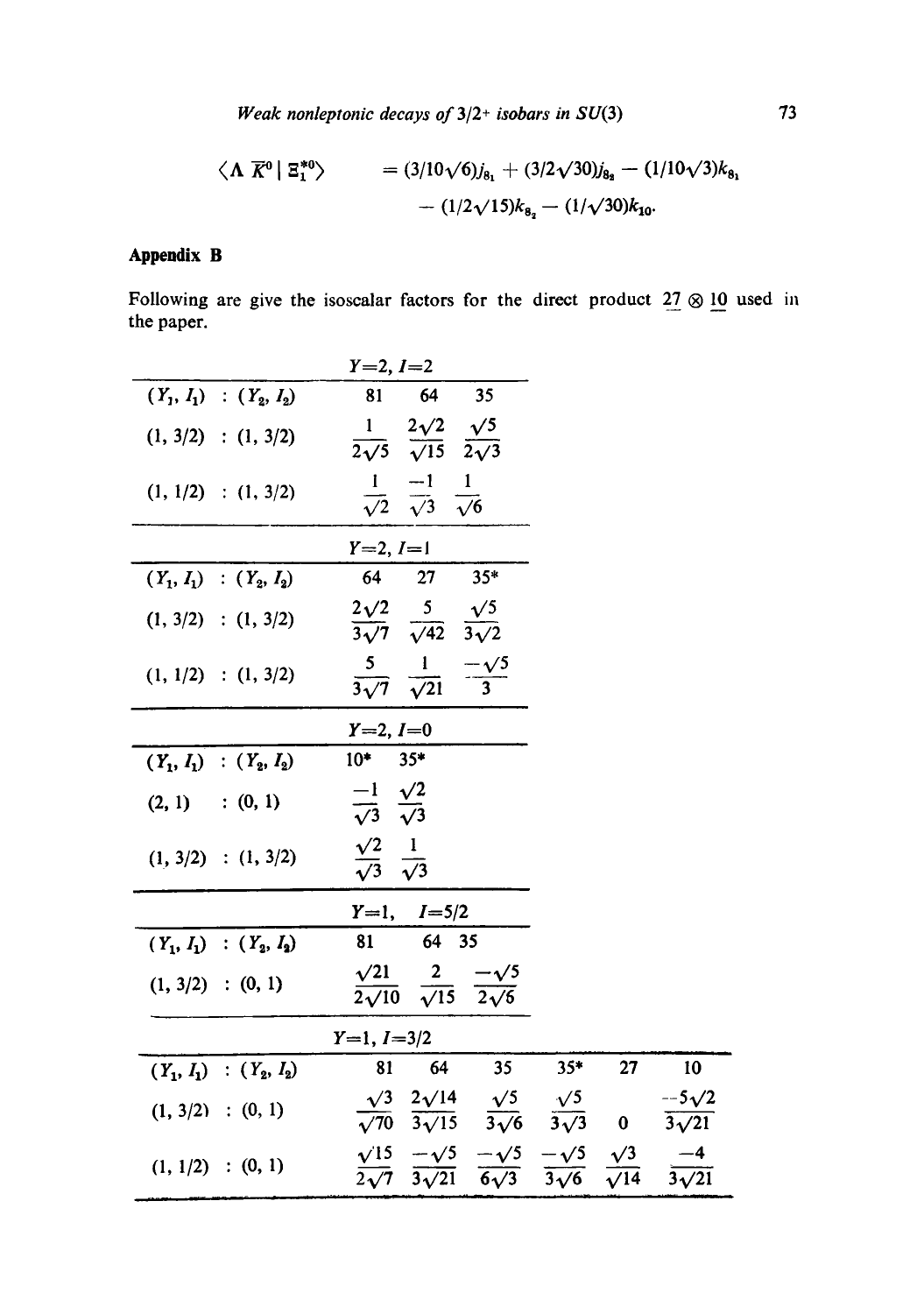$$\langle \Lambda\, \bar{K}^0 \mid \Xi_1^{*0} \rangle \qquad = (3/10\sqrt{6}) j_{8_1} + (3/2\sqrt{30}) j_{8_2} - (1/10\sqrt{3}) k_{8_1} - (1/2\sqrt{15}) k_{8_2} - (1/\sqrt{30}) k_{10}.$$

## Appendix B

Following are give the isoscalar factors for the direct product $\underline{27} \otimes \underline{10}$ used in the paper.

**$Y=2,\ I=2$**

| $(Y_1, I_1)$ : $(Y_2, I_2)$ | 81 | 64 | 35 |
|---|---|---|---|
| (1, 3/2) : (1, 3/2) | $\frac{1}{2\sqrt{5}}$ | $\frac{2\sqrt{2}}{\sqrt{15}}$ | $\frac{\sqrt{5}}{2\sqrt{3}}$ |
| (1, 1/2) : (1, 3/2) | $\frac{1}{\sqrt{2}}$ | $\frac{-1}{\sqrt{3}}$ | $\frac{1}{\sqrt{6}}$ |

**$Y=2,\ I=1$**

| $(Y_1, I_1)$ : $(Y_2, I_2)$ | 64 | 27 | 35* |
|---|---|---|---|
| (1, 3/2) : (1, 3/2) | $\frac{2\sqrt{2}}{3\sqrt{7}}$ | $\frac{5}{\sqrt{42}}$ | $\frac{\sqrt{5}}{3\sqrt{2}}$ |
| (1, 1/2) : (1, 3/2) | $\frac{5}{3\sqrt{7}}$ | $\frac{1}{\sqrt{21}}$ | $\frac{-\sqrt{5}}{3}$ |

**$Y=2,\ I=0$**

| $(Y_1, I_1)$ : $(Y_2, I_2)$ | 10* | 35* |
|---|---|---|
| (2, 1) : (0, 1) | $\frac{-1}{\sqrt{3}}$ | $\frac{\sqrt{2}}{\sqrt{3}}$ |
| (1, 3/2) : (1, 3/2) | $\frac{\sqrt{2}}{\sqrt{3}}$ | $\frac{1}{\sqrt{3}}$ |

**$Y=1,\ I=5/2$**

| $(Y_1, I_1)$ : $(Y_2, I_2)$ | 81 | 64 | 35 |
|---|---|---|---|
| (1, 3/2) : (0, 1) | $\frac{\sqrt{21}}{2\sqrt{10}}$ | $\frac{2}{\sqrt{15}}$ | $\frac{-\sqrt{5}}{2\sqrt{6}}$ |

**$Y=1,\ I=3/2$**

| $(Y_1, I_1)$ : $(Y_2, I_2)$ | 81 | 64 | 35 | 35* | 27 | 10 |
|---|---|---|---|---|---|---|
| (1, 3/2) : (0, 1) | $\frac{\sqrt{3}}{\sqrt{70}}$ | $\frac{2\sqrt{14}}{3\sqrt{15}}$ | $\frac{\sqrt{5}}{3\sqrt{6}}$ | $\frac{\sqrt{5}}{3\sqrt{3}}$ | 0 | $\frac{-5\sqrt{2}}{3\sqrt{21}}$ |
| (1, 1/2) : (0, 1) | $\frac{\sqrt{15}}{2\sqrt{7}}$ | $\frac{-\sqrt{5}}{3\sqrt{21}}$ | $\frac{-\sqrt{5}}{6\sqrt{3}}$ | $\frac{-\sqrt{5}}{3\sqrt{6}}$ | $\frac{\sqrt{3}}{\sqrt{14}}$ | $\frac{-4}{3\sqrt{21}}$ |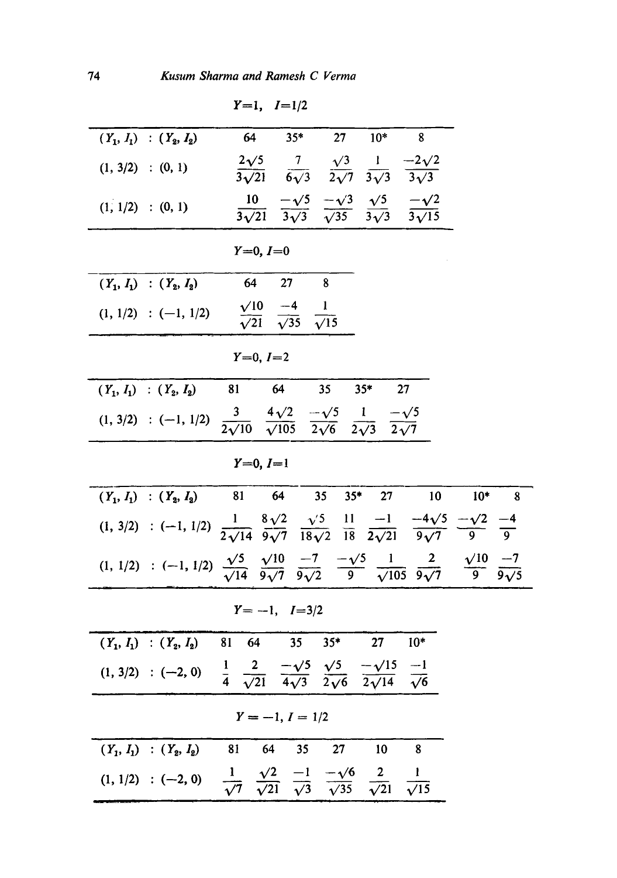$Y=1,\ I=1/2$

| $(Y_1, I_1)$ : $(Y_2, I_2)$ | 64 | 35* | 27 | 10* | 8 |
|---|---|---|---|---|---|
| (1, 3/2) : (0, 1) | $\frac{2\sqrt{5}}{3\sqrt{21}}$ | $\frac{7}{6\sqrt{3}}$ | $\frac{\sqrt{3}}{2\sqrt{7}}$ | $\frac{1}{3\sqrt{3}}$ | $\frac{-2\sqrt{2}}{3\sqrt{3}}$ |
| (1, 1/2) : (0, 1) | $\frac{10}{3\sqrt{21}}$ | $\frac{-\sqrt{5}}{3\sqrt{3}}$ | $\frac{-\sqrt{3}}{\sqrt{35}}$ | $\frac{\sqrt{5}}{3\sqrt{3}}$ | $\frac{-\sqrt{2}}{3\sqrt{15}}$ |

$Y=0,\ I=0$

| $(Y_1, I_1)$ : $(Y_2, I_2)$ | 64 | 27 | 8 |
|---|---|---|---|
| (1, 1/2) : (−1, 1/2) | $\frac{\sqrt{10}}{\sqrt{21}}$ | $\frac{-4}{\sqrt{35}}$ | $\frac{1}{\sqrt{15}}$ |

$Y=0,\ I=2$

| $(Y_1, I_1)$ : $(Y_2, I_2)$ | 81 | 64 | 35 | 35* | 27 |
|---|---|---|---|---|---|
| (1, 3/2) : (−1, 1/2) | $\frac{3}{2\sqrt{10}}$ | $\frac{4\sqrt{2}}{\sqrt{105}}$ | $\frac{-\sqrt{5}}{2\sqrt{6}}$ | $\frac{1}{2\sqrt{3}}$ | $\frac{-\sqrt{5}}{2\sqrt{7}}$ |

$Y=0,\ I=1$

| $(Y_1, I_1)$ : $(Y_2, I_2)$ | 81 | 64 | 35 | 35* | 27 | 10 | 10* | 8 |
|---|---|---|---|---|---|---|---|---|
| (1, 3/2) : (−1, 1/2) | $\frac{1}{2\sqrt{14}}$ | $\frac{8\sqrt{2}}{9\sqrt{7}}$ | $\frac{\sqrt{5}}{18\sqrt{2}}$ | $\frac{11}{18}$ | $\frac{-1}{2\sqrt{21}}$ | $\frac{-4\sqrt{5}}{9\sqrt{7}}$ | $\frac{-\sqrt{2}}{9}$ | $\frac{-4}{9}$ |
| (1, 1/2) : (−1, 1/2) | $\frac{\sqrt{5}}{\sqrt{14}}$ | $\frac{\sqrt{10}}{9\sqrt{7}}$ | $\frac{-7}{9\sqrt{2}}$ | $\frac{-\sqrt{5}}{9}$ | $\frac{1}{\sqrt{105}}$ | $\frac{2}{9\sqrt{7}}$ | $\frac{\sqrt{10}}{9}$ | $\frac{-7}{9\sqrt{5}}$ |

$Y=-1,\ I=3/2$

| $(Y_1, I_1)$ : $(Y_2, I_2)$ | 81 | 64 | 35 | 35* | 27 | 10* |
|---|---|---|---|---|---|---|
| (1, 3/2) : (−2, 0) | $\frac{1}{4}$ | $\frac{2}{\sqrt{21}}$ | $\frac{-\sqrt{5}}{4\sqrt{3}}$ | $\frac{\sqrt{5}}{2\sqrt{6}}$ | $\frac{-\sqrt{15}}{2\sqrt{14}}$ | $\frac{-1}{\sqrt{6}}$ |

$Y=-1,\ I=1/2$

| $(Y_1, I_1)$ : $(Y_2, I_2)$ | 81 | 64 | 35 | 27 | 10 | 8 |
|---|---|---|---|---|---|---|
| (1, 1/2) : (−2, 0) | $\frac{1}{\sqrt{7}}$ | $\frac{\sqrt{2}}{\sqrt{21}}$ | $\frac{-1}{\sqrt{3}}$ | $\frac{-\sqrt{6}}{\sqrt{35}}$ | $\frac{2}{\sqrt{21}}$ | $\frac{1}{\sqrt{15}}$ |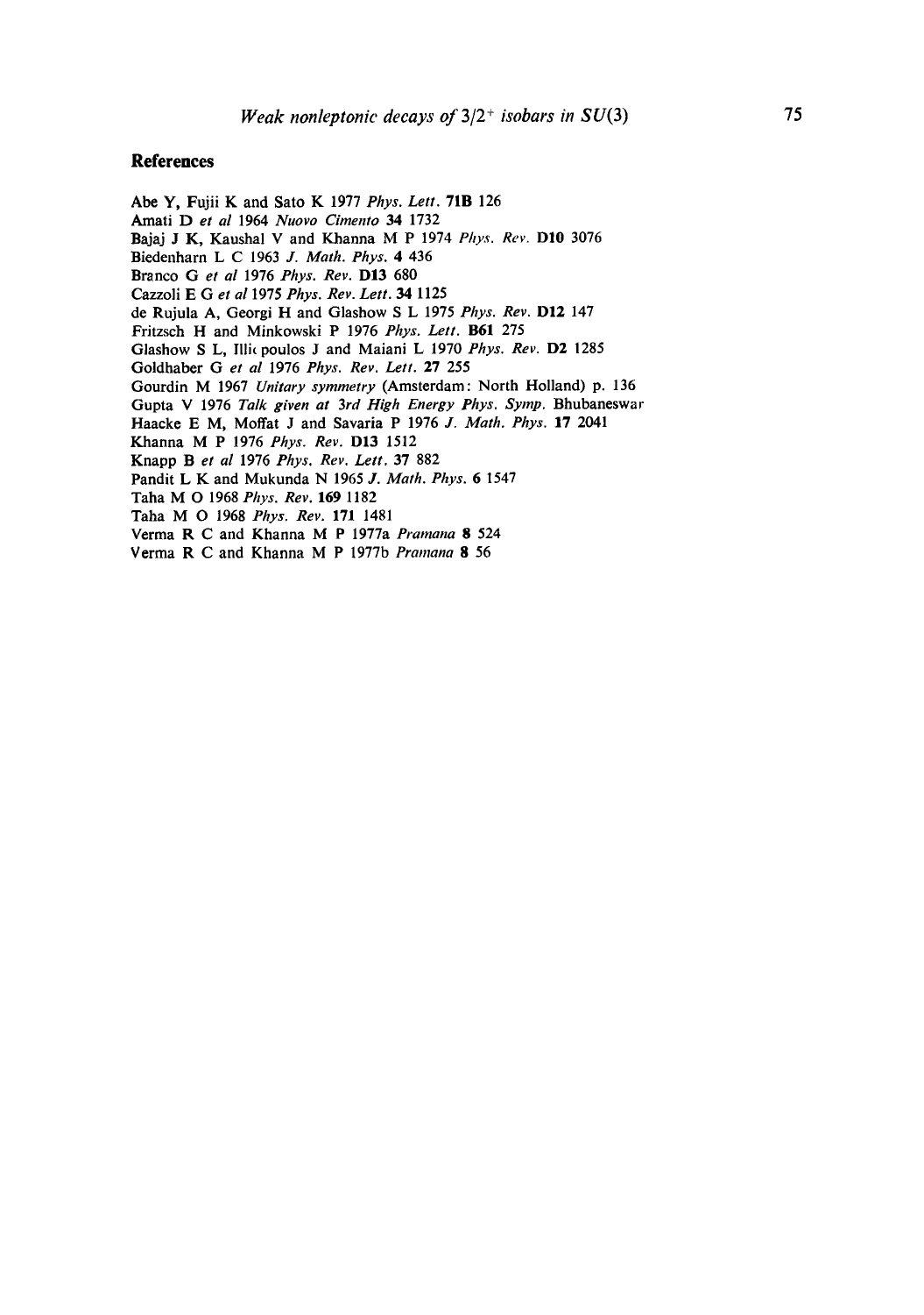## References

Abe Y, Fujii K and Sato K 1977 *Phys. Lett.* **71B** 126

Amati D *et al* 1964 *Nuovo Cimento* **34** 1732

Bajaj J K, Kaushal V and Khanna M P 1974 *Phys. Rev.* **D10** 3076

Biedenharn L C 1963 *J. Math. Phys.* **4** 436

Branco G *et al* 1976 *Phys. Rev.* **D13** 680

Cazzoli E G *et al* 1975 *Phys. Rev. Lett.* **34** 1125

de Rujula A, Georgi H and Glashow S L 1975 *Phys. Rev.* **D12** 147

Fritzsch H and Minkowski P 1976 *Phys. Lett.* **B61** 275

Glashow S L, Illiopoulos J and Maiani L 1970 *Phys. Rev.* **D2** 1285

Goldhaber G *et al* 1976 *Phys. Rev. Lett.* **27** 255

Gourdin M 1967 *Unitary symmetry* (Amsterdam: North Holland) p. 136

Gupta V 1976 *Talk given at 3rd High Energy Phys. Symp.* Bhubaneswar

Haacke E M, Moffat J and Savaria P 1976 *J. Math. Phys.* **17** 2041

Khanna M P 1976 *Phys. Rev.* **D13** 1512

Knapp B *et al* 1976 *Phys. Rev. Lett.* **37** 882

Pandit L K and Mukunda N 1965 *J. Math. Phys.* **6** 1547

Taha M O 1968 *Phys. Rev.* **169** 1182

Taha M O 1968 *Phys. Rev.* **171** 1481

Verma R C and Khanna M P 1977a *Pramana* **8** 524

Verma R C and Khanna M P 1977b *Pramana* **8** 56